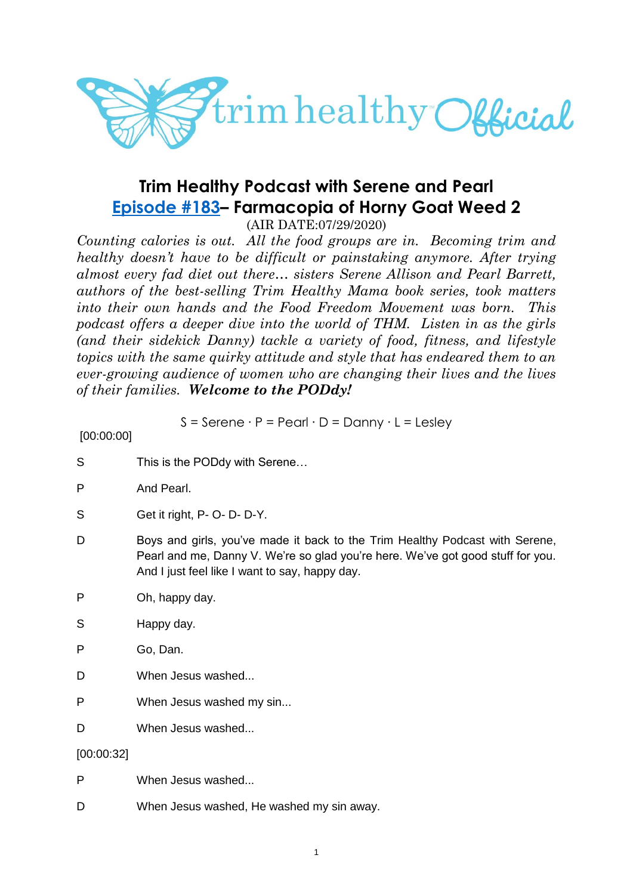# Trim Healthy Podcast with Serene and Pearl

## Episode #183– Farmacopia of Horny Goat Weed 2

(AIR DATE:07/29/2020)

*Counting calories is out. All the food groups are in. Becoming trim and healthy doesn't have to be difficult or painstaking anymore. After trying almost every fad diet out there… sisters Serene Allison and Pearl Barrett, authors of the best-selling Trim Healthy Mama book series, took matters into their own hands and the Food Freedom Movement was born. This podcast offers a deeper dive into the world of THM. Listen in as the girls (and their sidekick Danny) tackle a variety of food, fitness, and lifestyle topics with the same quirky attitude and style that has endeared them to an ever-growing audience of women who are changing their lives and the lives of their families.* ***Welcome to the PODdy!***

S = Serene · P = Pearl · D = Danny · L = Lesley

[00:00:00]

S This is the PODdy with Serene…

P And Pearl.

S Get it right, P- O- D- D-Y.

D Boys and girls, you've made it back to the Trim Healthy Podcast with Serene, Pearl and me, Danny V. We're so glad you're here. We've got good stuff for you. And I just feel like I want to say, happy day.

P Oh, happy day.

S Happy day.

P Go, Dan.

D When Jesus washed...

P When Jesus washed my sin...

D When Jesus washed...

[00:00:32]

P When Jesus washed...

D When Jesus washed, He washed my sin away.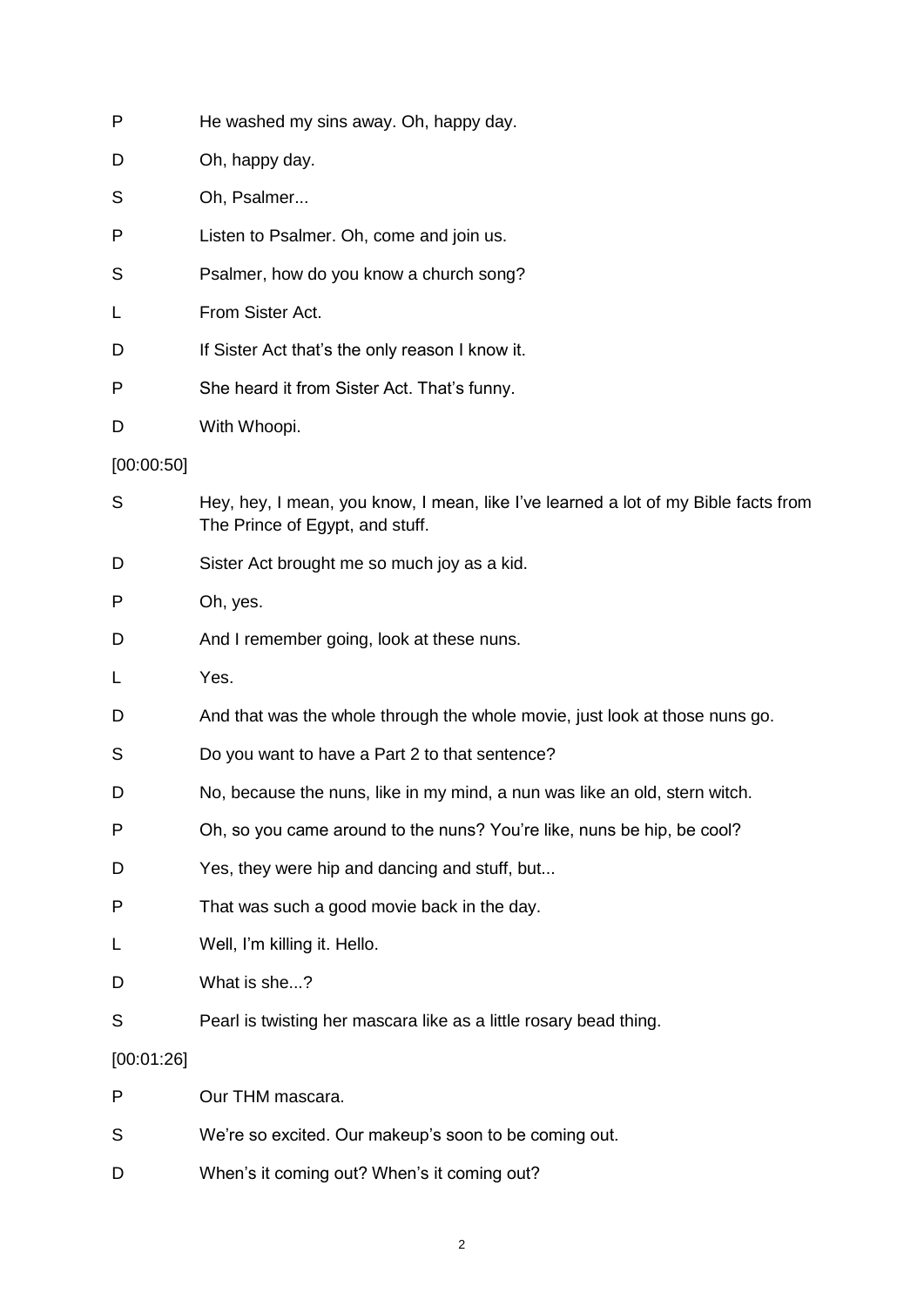P He washed my sins away. Oh, happy day.

D Oh, happy day.

S Oh, Psalmer...

P Listen to Psalmer. Oh, come and join us.

S Psalmer, how do you know a church song?

L From Sister Act.

D If Sister Act that's the only reason I know it.

P She heard it from Sister Act. That's funny.

D With Whoopi.

[00:00:50]

S Hey, hey, I mean, you know, I mean, like I've learned a lot of my Bible facts from The Prince of Egypt, and stuff.

D Sister Act brought me so much joy as a kid.

P Oh, yes.

D And I remember going, look at these nuns.

L Yes.

D And that was the whole through the whole movie, just look at those nuns go.

S Do you want to have a Part 2 to that sentence?

D No, because the nuns, like in my mind, a nun was like an old, stern witch.

P Oh, so you came around to the nuns? You're like, nuns be hip, be cool?

D Yes, they were hip and dancing and stuff, but...

P That was such a good movie back in the day.

L Well, I'm killing it. Hello.

D What is she...?

S Pearl is twisting her mascara like as a little rosary bead thing.

[00:01:26]

P Our THM mascara.

S We're so excited. Our makeup's soon to be coming out.

D When's it coming out? When's it coming out?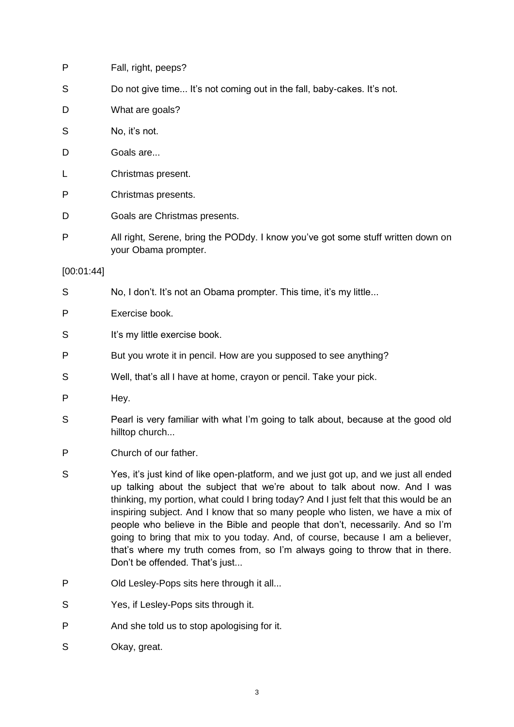P Fall, right, peeps?

S Do not give time... It's not coming out in the fall, baby-cakes. It's not.

D What are goals?

S No, it's not.

D Goals are...

L Christmas present.

P Christmas presents.

D Goals are Christmas presents.

P All right, Serene, bring the PODdy. I know you've got some stuff written down on your Obama prompter.

[00:01:44]

S No, I don't. It's not an Obama prompter. This time, it's my little...

P Exercise book.

S It's my little exercise book.

P But you wrote it in pencil. How are you supposed to see anything?

S Well, that's all I have at home, crayon or pencil. Take your pick.

P Hey.

S Pearl is very familiar with what I'm going to talk about, because at the good old hilltop church...

P Church of our father.

S Yes, it's just kind of like open-platform, and we just got up, and we just all ended up talking about the subject that we're about to talk about now. And I was thinking, my portion, what could I bring today? And I just felt that this would be an inspiring subject. And I know that so many people who listen, we have a mix of people who believe in the Bible and people that don't, necessarily. And so I'm going to bring that mix to you today. And, of course, because I am a believer, that's where my truth comes from, so I'm always going to throw that in there. Don't be offended. That's just...

P Old Lesley-Pops sits here through it all...

S Yes, if Lesley-Pops sits through it.

P And she told us to stop apologising for it.

S Okay, great.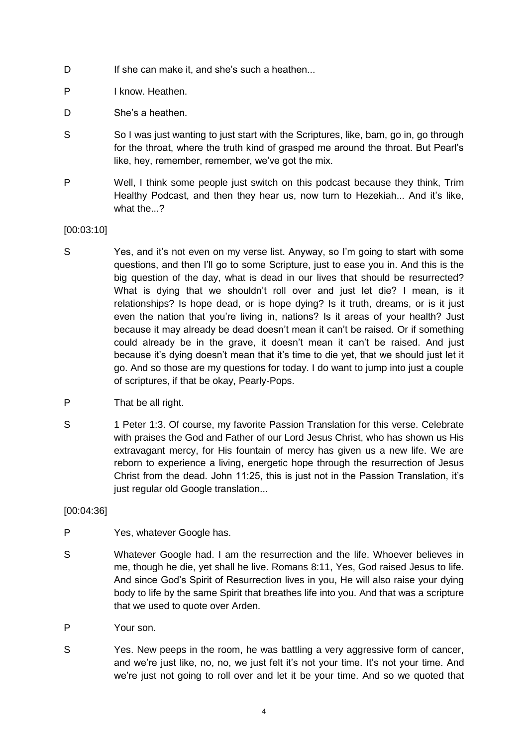D If she can make it, and she's such a heathen...

P I know. Heathen.

D She's a heathen.

S So I was just wanting to just start with the Scriptures, like, bam, go in, go through for the throat, where the truth kind of grasped me around the throat. But Pearl's like, hey, remember, remember, we've got the mix.

P Well, I think some people just switch on this podcast because they think, Trim Healthy Podcast, and then they hear us, now turn to Hezekiah... And it's like, what the...?

[00:03:10]

S Yes, and it's not even on my verse list. Anyway, so I'm going to start with some questions, and then I'll go to some Scripture, just to ease you in. And this is the big question of the day, what is dead in our lives that should be resurrected? What is dying that we shouldn't roll over and just let die? I mean, is it relationships? Is hope dead, or is hope dying? Is it truth, dreams, or is it just even the nation that you're living in, nations? Is it areas of your health? Just because it may already be dead doesn't mean it can't be raised. Or if something could already be in the grave, it doesn't mean it can't be raised. And just because it's dying doesn't mean that it's time to die yet, that we should just let it go. And so those are my questions for today. I do want to jump into just a couple of scriptures, if that be okay, Pearly-Pops.

P That be all right.

S 1 Peter 1:3. Of course, my favorite Passion Translation for this verse. Celebrate with praises the God and Father of our Lord Jesus Christ, who has shown us His extravagant mercy, for His fountain of mercy has given us a new life. We are reborn to experience a living, energetic hope through the resurrection of Jesus Christ from the dead. John 11:25, this is just not in the Passion Translation, it's just regular old Google translation...

[00:04:36]

P Yes, whatever Google has.

S Whatever Google had. I am the resurrection and the life. Whoever believes in me, though he die, yet shall he live. Romans 8:11, Yes, God raised Jesus to life. And since God's Spirit of Resurrection lives in you, He will also raise your dying body to life by the same Spirit that breathes life into you. And that was a scripture that we used to quote over Arden.

P Your son.

S Yes. New peeps in the room, he was battling a very aggressive form of cancer, and we're just like, no, no, we just felt it's not your time. It's not your time. And we're just not going to roll over and let it be your time. And so we quoted that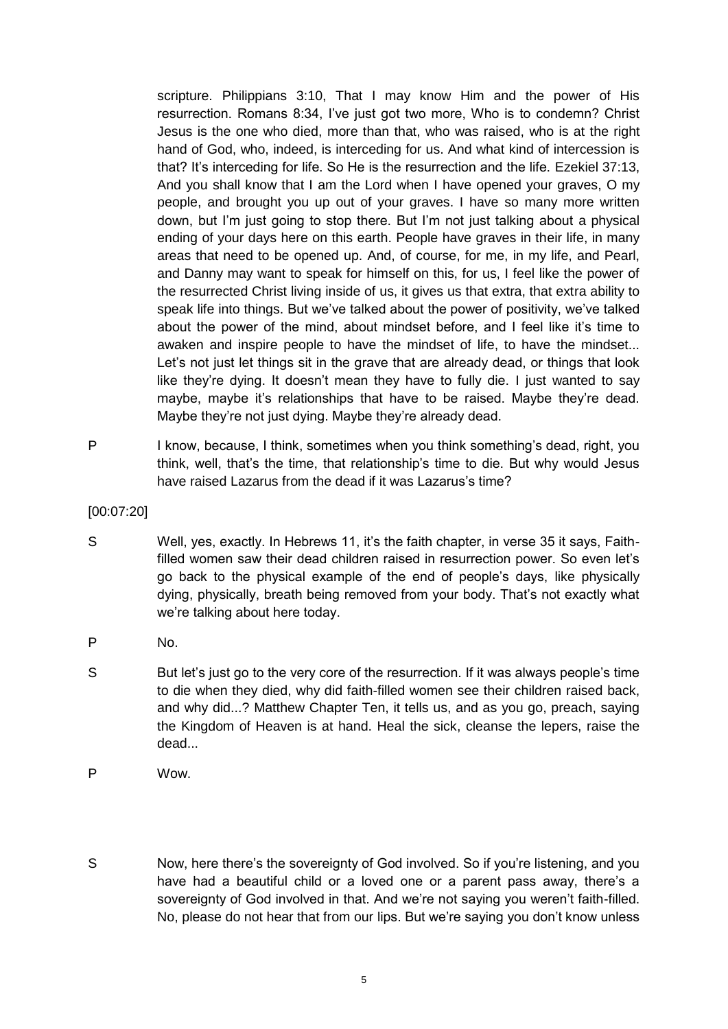scripture. Philippians 3:10, That I may know Him and the power of His resurrection. Romans 8:34, I've just got two more, Who is to condemn? Christ Jesus is the one who died, more than that, who was raised, who is at the right hand of God, who, indeed, is interceding for us. And what kind of intercession is that? It's interceding for life. So He is the resurrection and the life. Ezekiel 37:13, And you shall know that I am the Lord when I have opened your graves, O my people, and brought you up out of your graves. I have so many more written down, but I'm just going to stop there. But I'm not just talking about a physical ending of your days here on this earth. People have graves in their life, in many areas that need to be opened up. And, of course, for me, in my life, and Pearl, and Danny may want to speak for himself on this, for us, I feel like the power of the resurrected Christ living inside of us, it gives us that extra, that extra ability to speak life into things. But we've talked about the power of positivity, we've talked about the power of the mind, about mindset before, and I feel like it's time to awaken and inspire people to have the mindset of life, to have the mindset... Let's not just let things sit in the grave that are already dead, or things that look like they're dying. It doesn't mean they have to fully die. I just wanted to say maybe, maybe it's relationships that have to be raised. Maybe they're dead. Maybe they're not just dying. Maybe they're already dead.

P	I know, because, I think, sometimes when you think something's dead, right, you think, well, that's the time, that relationship's time to die. But why would Jesus have raised Lazarus from the dead if it was Lazarus's time?

[00:07:20]

S	Well, yes, exactly. In Hebrews 11, it's the faith chapter, in verse 35 it says, Faith-filled women saw their dead children raised in resurrection power. So even let's go back to the physical example of the end of people's days, like physically dying, physically, breath being removed from your body. That's not exactly what we're talking about here today.

P	No.

S	But let's just go to the very core of the resurrection. If it was always people's time to die when they died, why did faith-filled women see their children raised back, and why did...? Matthew Chapter Ten, it tells us, and as you go, preach, saying the Kingdom of Heaven is at hand. Heal the sick, cleanse the lepers, raise the dead...

P	Wow.

S	Now, here there's the sovereignty of God involved. So if you're listening, and you have had a beautiful child or a loved one or a parent pass away, there's a sovereignty of God involved in that. And we're not saying you weren't faith-filled. No, please do not hear that from our lips. But we're saying you don't know unless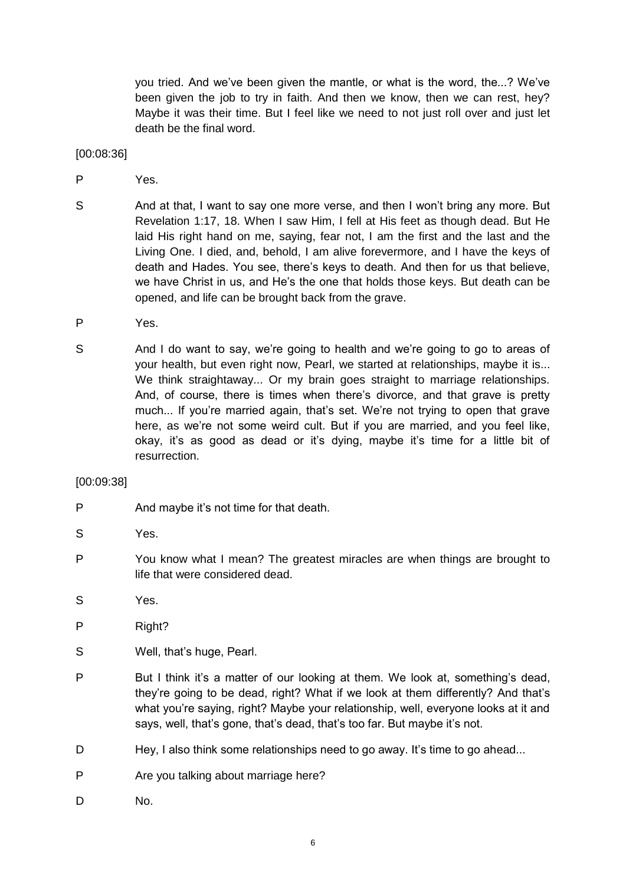you tried. And we've been given the mantle, or what is the word, the...? We've been given the job to try in faith. And then we know, then we can rest, hey? Maybe it was their time. But I feel like we need to not just roll over and just let death be the final word.

[00:08:36]

P Yes.

S And at that, I want to say one more verse, and then I won't bring any more. But Revelation 1:17, 18. When I saw Him, I fell at His feet as though dead. But He laid His right hand on me, saying, fear not, I am the first and the last and the Living One. I died, and, behold, I am alive forevermore, and I have the keys of death and Hades. You see, there's keys to death. And then for us that believe, we have Christ in us, and He's the one that holds those keys. But death can be opened, and life can be brought back from the grave.

P Yes.

S And I do want to say, we're going to health and we're going to go to areas of your health, but even right now, Pearl, we started at relationships, maybe it is... We think straightaway... Or my brain goes straight to marriage relationships. And, of course, there is times when there's divorce, and that grave is pretty much... If you're married again, that's set. We're not trying to open that grave here, as we're not some weird cult. But if you are married, and you feel like, okay, it's as good as dead or it's dying, maybe it's time for a little bit of resurrection.

[00:09:38]

P And maybe it's not time for that death.

S Yes.

P You know what I mean? The greatest miracles are when things are brought to life that were considered dead.

S Yes.

P Right?

S Well, that's huge, Pearl.

P But I think it's a matter of our looking at them. We look at, something's dead, they're going to be dead, right? What if we look at them differently? And that's what you're saying, right? Maybe your relationship, well, everyone looks at it and says, well, that's gone, that's dead, that's too far. But maybe it's not.

D Hey, I also think some relationships need to go away. It's time to go ahead...

P Are you talking about marriage here?

D No.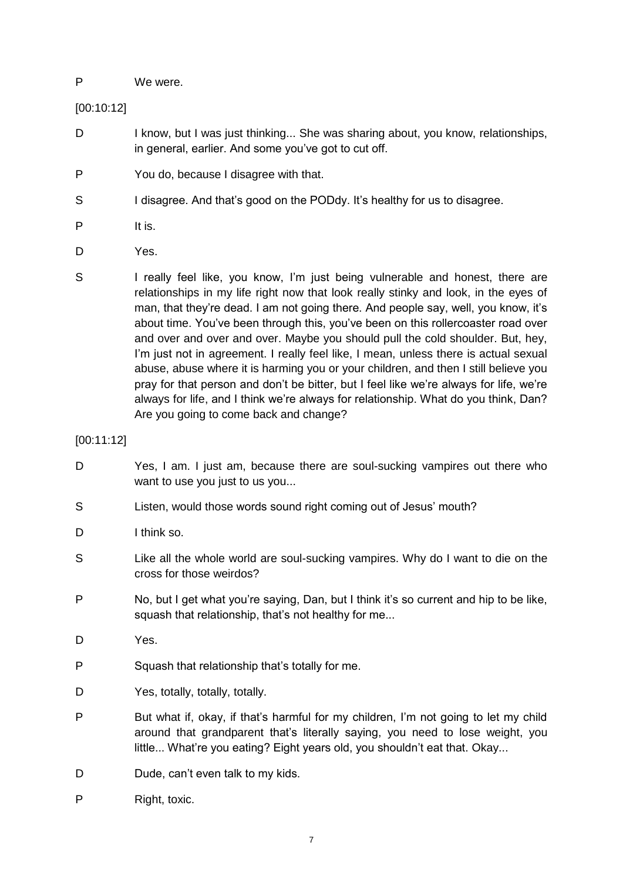P We were.

[00:10:12]

D I know, but I was just thinking... She was sharing about, you know, relationships, in general, earlier. And some you've got to cut off.

P You do, because I disagree with that.

S I disagree. And that's good on the PODdy. It's healthy for us to disagree.

P It is.

D Yes.

S I really feel like, you know, I'm just being vulnerable and honest, there are relationships in my life right now that look really stinky and look, in the eyes of man, that they're dead. I am not going there. And people say, well, you know, it's about time. You've been through this, you've been on this rollercoaster road over and over and over and over. Maybe you should pull the cold shoulder. But, hey, I'm just not in agreement. I really feel like, I mean, unless there is actual sexual abuse, abuse where it is harming you or your children, and then I still believe you pray for that person and don't be bitter, but I feel like we're always for life, we're always for life, and I think we're always for relationship. What do you think, Dan? Are you going to come back and change?

[00:11:12]

D Yes, I am. I just am, because there are soul-sucking vampires out there who want to use you just to us you...

S Listen, would those words sound right coming out of Jesus' mouth?

D I think so.

S Like all the whole world are soul-sucking vampires. Why do I want to die on the cross for those weirdos?

P No, but I get what you're saying, Dan, but I think it's so current and hip to be like, squash that relationship, that's not healthy for me...

D Yes.

P Squash that relationship that's totally for me.

D Yes, totally, totally, totally.

P But what if, okay, if that's harmful for my children, I'm not going to let my child around that grandparent that's literally saying, you need to lose weight, you little... What're you eating? Eight years old, you shouldn't eat that. Okay...

D Dude, can't even talk to my kids.

P Right, toxic.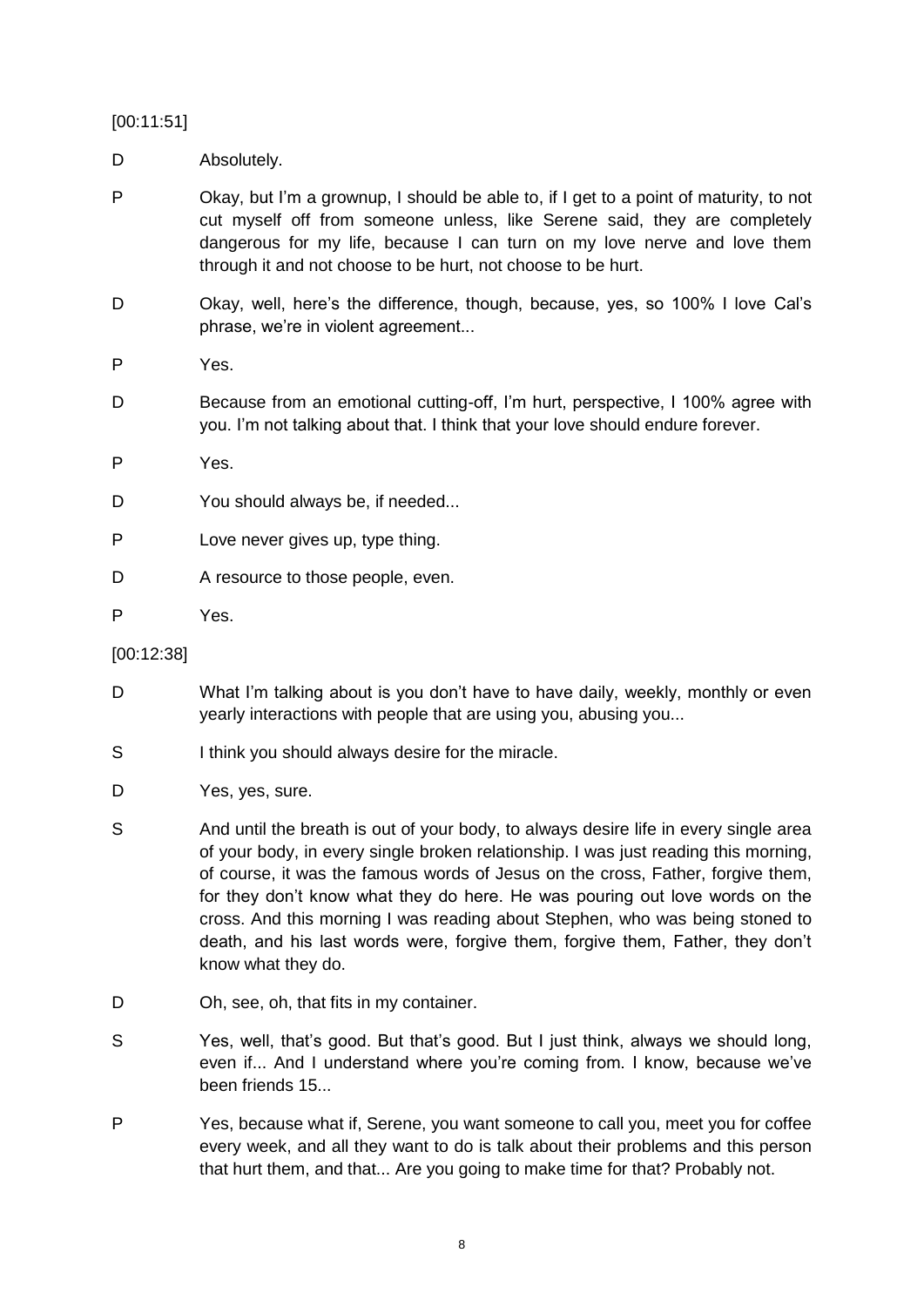[00:11:51]

D Absolutely.

P Okay, but I'm a grownup, I should be able to, if I get to a point of maturity, to not cut myself off from someone unless, like Serene said, they are completely dangerous for my life, because I can turn on my love nerve and love them through it and not choose to be hurt, not choose to be hurt.

D Okay, well, here's the difference, though, because, yes, so 100% I love Cal's phrase, we're in violent agreement...

P Yes.

D Because from an emotional cutting-off, I'm hurt, perspective, I 100% agree with you. I'm not talking about that. I think that your love should endure forever.

P Yes.

D You should always be, if needed...

P Love never gives up, type thing.

D A resource to those people, even.

P Yes.

[00:12:38]

D What I'm talking about is you don't have to have daily, weekly, monthly or even yearly interactions with people that are using you, abusing you...

S I think you should always desire for the miracle.

D Yes, yes, sure.

S And until the breath is out of your body, to always desire life in every single area of your body, in every single broken relationship. I was just reading this morning, of course, it was the famous words of Jesus on the cross, Father, forgive them, for they don't know what they do here. He was pouring out love words on the cross. And this morning I was reading about Stephen, who was being stoned to death, and his last words were, forgive them, forgive them, Father, they don't know what they do.

D Oh, see, oh, that fits in my container.

S Yes, well, that's good. But that's good. But I just think, always we should long, even if... And I understand where you're coming from. I know, because we've been friends 15...

P Yes, because what if, Serene, you want someone to call you, meet you for coffee every week, and all they want to do is talk about their problems and this person that hurt them, and that... Are you going to make time for that? Probably not.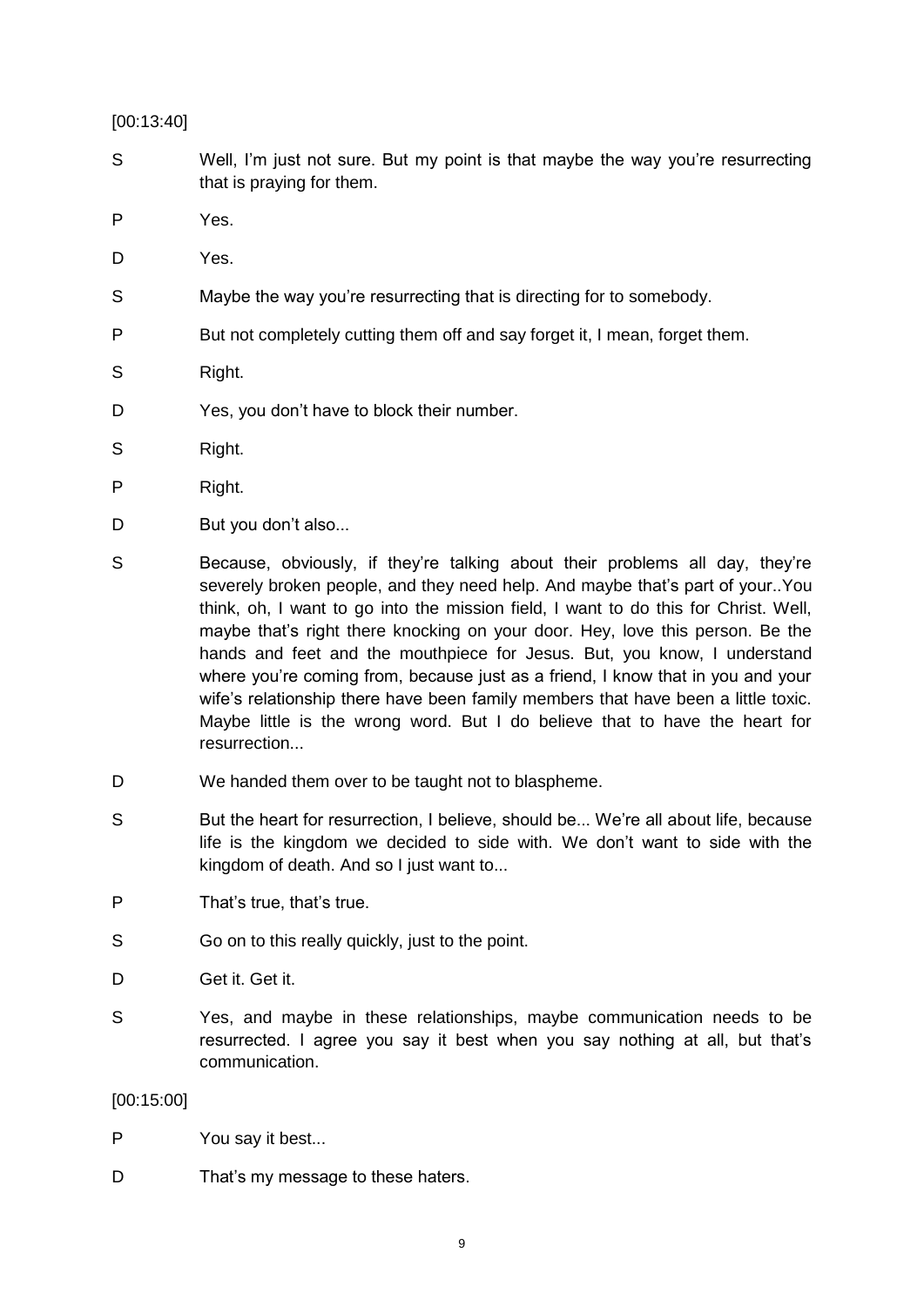[00:13:40]

S Well, I'm just not sure. But my point is that maybe the way you're resurrecting that is praying for them.

P Yes.

D Yes.

S Maybe the way you're resurrecting that is directing for to somebody.

P But not completely cutting them off and say forget it, I mean, forget them.

S Right.

D Yes, you don't have to block their number.

S Right.

P Right.

D But you don't also...

S Because, obviously, if they're talking about their problems all day, they're severely broken people, and they need help. And maybe that's part of your..You think, oh, I want to go into the mission field, I want to do this for Christ. Well, maybe that's right there knocking on your door. Hey, love this person. Be the hands and feet and the mouthpiece for Jesus. But, you know, I understand where you're coming from, because just as a friend, I know that in you and your wife's relationship there have been family members that have been a little toxic. Maybe little is the wrong word. But I do believe that to have the heart for resurrection...

D We handed them over to be taught not to blaspheme.

S But the heart for resurrection, I believe, should be... We're all about life, because life is the kingdom we decided to side with. We don't want to side with the kingdom of death. And so I just want to...

P That's true, that's true.

S Go on to this really quickly, just to the point.

D Get it. Get it.

S Yes, and maybe in these relationships, maybe communication needs to be resurrected. I agree you say it best when you say nothing at all, but that's communication.

[00:15:00]

P You say it best...

D That's my message to these haters.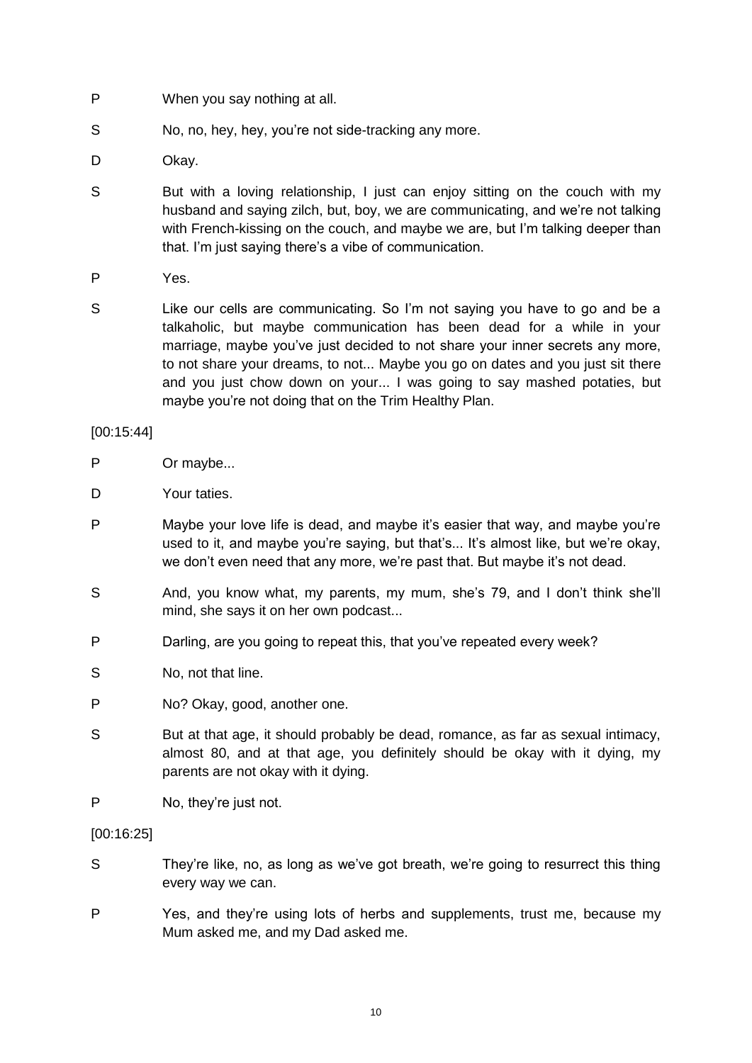P When you say nothing at all.

S No, no, hey, hey, you're not side-tracking any more.

D Okay.

S But with a loving relationship, I just can enjoy sitting on the couch with my husband and saying zilch, but, boy, we are communicating, and we're not talking with French-kissing on the couch, and maybe we are, but I'm talking deeper than that. I'm just saying there's a vibe of communication.

P Yes.

S Like our cells are communicating. So I'm not saying you have to go and be a talkaholic, but maybe communication has been dead for a while in your marriage, maybe you've just decided to not share your inner secrets any more, to not share your dreams, to not... Maybe you go on dates and you just sit there and you just chow down on your... I was going to say mashed potaties, but maybe you're not doing that on the Trim Healthy Plan.

[00:15:44]

P Or maybe...

D Your taties.

P Maybe your love life is dead, and maybe it's easier that way, and maybe you're used to it, and maybe you're saying, but that's... It's almost like, but we're okay, we don't even need that any more, we're past that. But maybe it's not dead.

S And, you know what, my parents, my mum, she's 79, and I don't think she'll mind, she says it on her own podcast...

P Darling, are you going to repeat this, that you've repeated every week?

S No, not that line.

P No? Okay, good, another one.

S But at that age, it should probably be dead, romance, as far as sexual intimacy, almost 80, and at that age, you definitely should be okay with it dying, my parents are not okay with it dying.

P No, they're just not.

[00:16:25]

S They're like, no, as long as we've got breath, we're going to resurrect this thing every way we can.

P Yes, and they're using lots of herbs and supplements, trust me, because my Mum asked me, and my Dad asked me.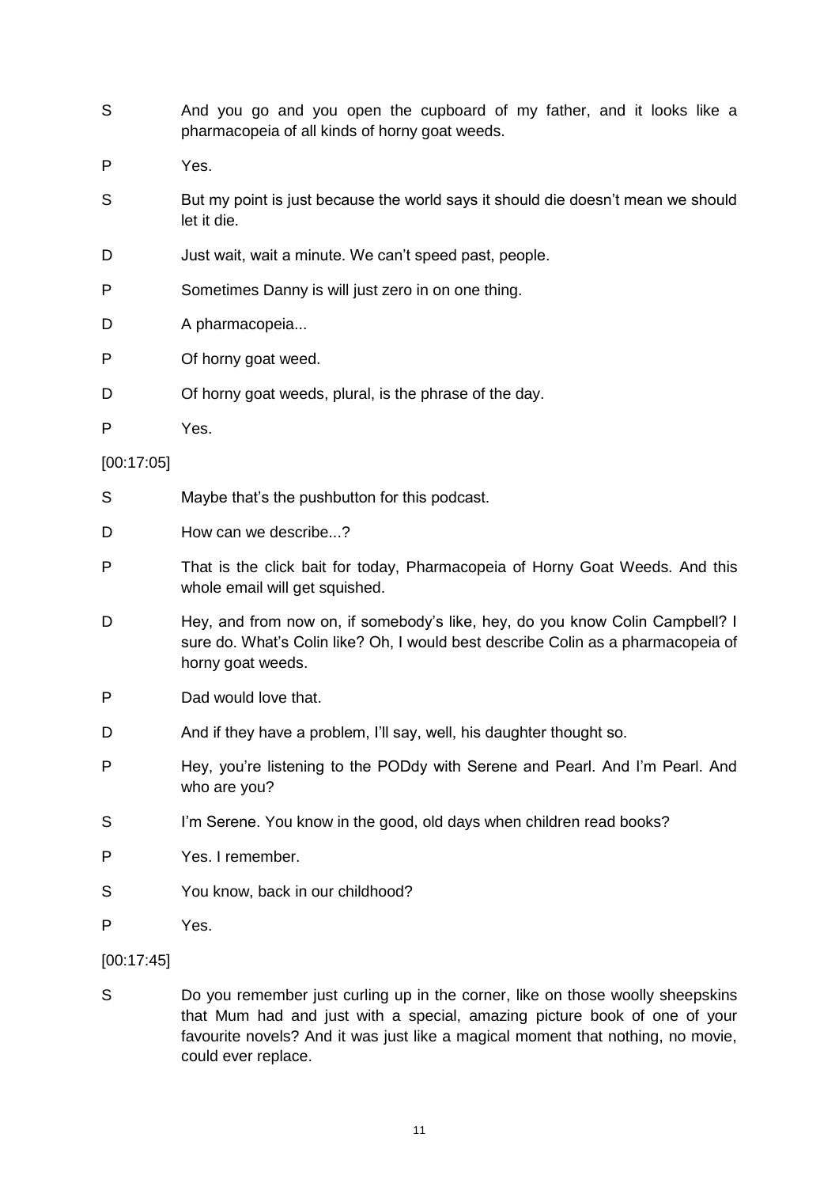S And you go and you open the cupboard of my father, and it looks like a pharmacopeia of all kinds of horny goat weeds.

P Yes.

S But my point is just because the world says it should die doesn't mean we should let it die.

D Just wait, wait a minute. We can't speed past, people.

P Sometimes Danny is will just zero in on one thing.

D A pharmacopeia...

P Of horny goat weed.

D Of horny goat weeds, plural, is the phrase of the day.

P Yes.

[00:17:05]

S Maybe that's the pushbutton for this podcast.

D How can we describe...?

P That is the click bait for today, Pharmacopeia of Horny Goat Weeds. And this whole email will get squished.

D Hey, and from now on, if somebody's like, hey, do you know Colin Campbell? I sure do. What's Colin like? Oh, I would best describe Colin as a pharmacopeia of horny goat weeds.

P Dad would love that.

D And if they have a problem, I'll say, well, his daughter thought so.

P Hey, you're listening to the PODdy with Serene and Pearl. And I'm Pearl. And who are you?

S I'm Serene. You know in the good, old days when children read books?

P Yes. I remember.

S You know, back in our childhood?

P Yes.

[00:17:45]

S Do you remember just curling up in the corner, like on those woolly sheepskins that Mum had and just with a special, amazing picture book of one of your favourite novels? And it was just like a magical moment that nothing, no movie, could ever replace.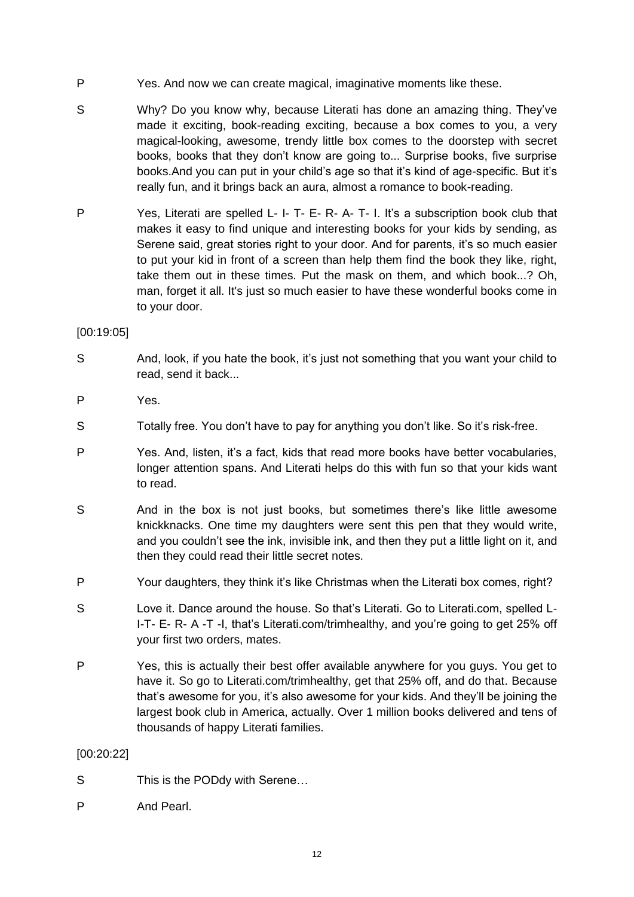P Yes. And now we can create magical, imaginative moments like these.

S Why? Do you know why, because Literati has done an amazing thing. They've made it exciting, book-reading exciting, because a box comes to you, a very magical-looking, awesome, trendy little box comes to the doorstep with secret books, books that they don't know are going to... Surprise books, five surprise books.And you can put in your child's age so that it's kind of age-specific. But it's really fun, and it brings back an aura, almost a romance to book-reading.

P Yes, Literati are spelled L- I- T- E- R- A- T- I. It's a subscription book club that makes it easy to find unique and interesting books for your kids by sending, as Serene said, great stories right to your door. And for parents, it's so much easier to put your kid in front of a screen than help them find the book they like, right, take them out in these times. Put the mask on them, and which book...? Oh, man, forget it all. It's just so much easier to have these wonderful books come in to your door.

[00:19:05]

S And, look, if you hate the book, it's just not something that you want your child to read, send it back...

P Yes.

S Totally free. You don't have to pay for anything you don't like. So it's risk-free.

P Yes. And, listen, it's a fact, kids that read more books have better vocabularies, longer attention spans. And Literati helps do this with fun so that your kids want to read.

S And in the box is not just books, but sometimes there's like little awesome knickknacks. One time my daughters were sent this pen that they would write, and you couldn't see the ink, invisible ink, and then they put a little light on it, and then they could read their little secret notes.

P Your daughters, they think it's like Christmas when the Literati box comes, right?

S Love it. Dance around the house. So that's Literati. Go to Literati.com, spelled L- I-T- E- R- A -T -I, that's Literati.com/trimhealthy, and you're going to get 25% off your first two orders, mates.

P Yes, this is actually their best offer available anywhere for you guys. You get to have it. So go to Literati.com/trimhealthy, get that 25% off, and do that. Because that's awesome for you, it's also awesome for your kids. And they'll be joining the largest book club in America, actually. Over 1 million books delivered and tens of thousands of happy Literati families.

[00:20:22]

S This is the PODdy with Serene…

P And Pearl.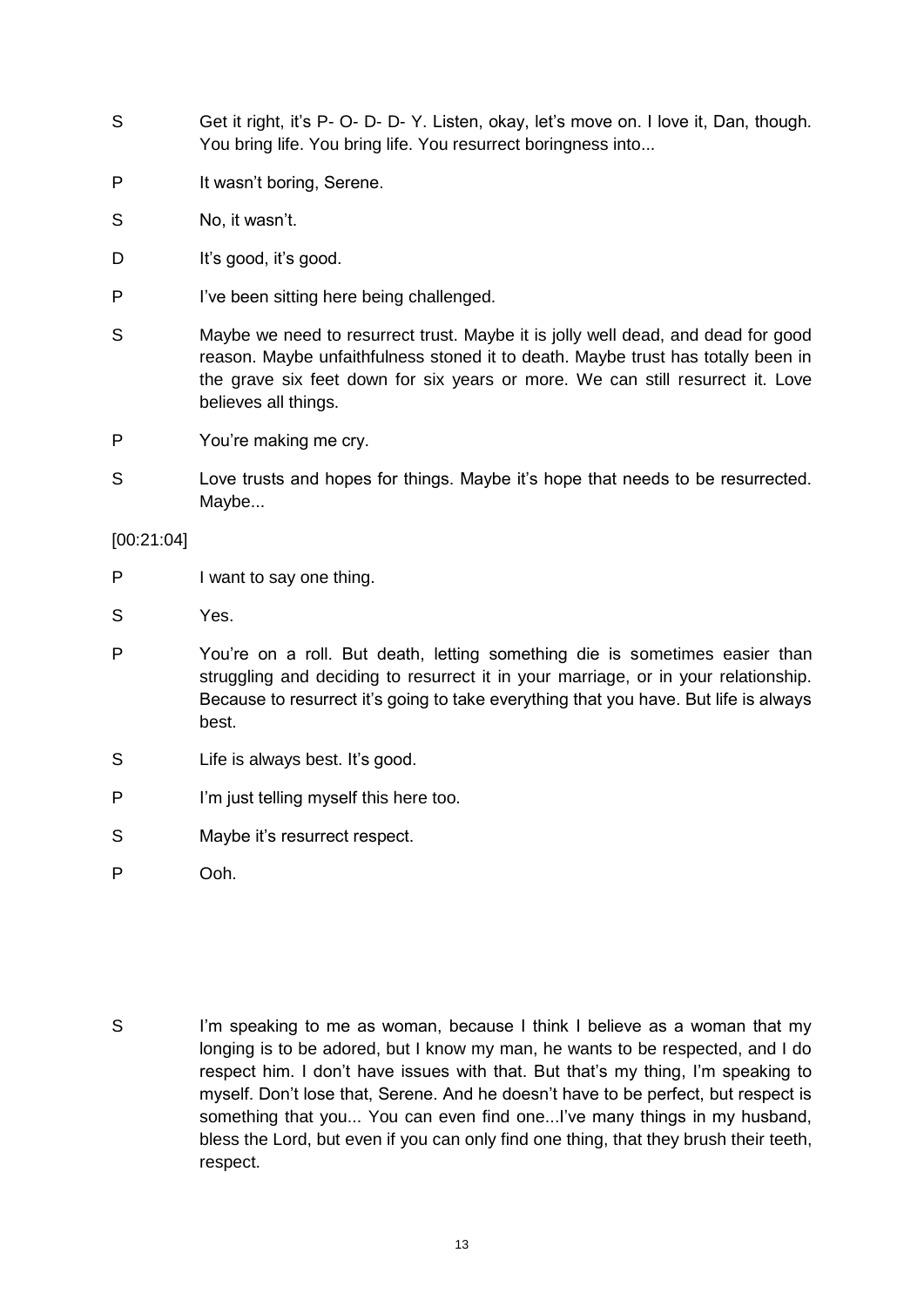S Get it right, it's P- O- D- D- Y. Listen, okay, let's move on. I love it, Dan, though. You bring life. You bring life. You resurrect boringness into...

P It wasn't boring, Serene.

S No, it wasn't.

D It's good, it's good.

P I've been sitting here being challenged.

S Maybe we need to resurrect trust. Maybe it is jolly well dead, and dead for good reason. Maybe unfaithfulness stoned it to death. Maybe trust has totally been in the grave six feet down for six years or more. We can still resurrect it. Love believes all things.

P You're making me cry.

S Love trusts and hopes for things. Maybe it's hope that needs to be resurrected. Maybe...

[00:21:04]

P I want to say one thing.

S Yes.

P You're on a roll. But death, letting something die is sometimes easier than struggling and deciding to resurrect it in your marriage, or in your relationship. Because to resurrect it's going to take everything that you have. But life is always best.

S Life is always best. It's good.

P I'm just telling myself this here too.

S Maybe it's resurrect respect.

P Ooh.

S I'm speaking to me as woman, because I think I believe as a woman that my longing is to be adored, but I know my man, he wants to be respected, and I do respect him. I don't have issues with that. But that's my thing, I'm speaking to myself. Don't lose that, Serene. And he doesn't have to be perfect, but respect is something that you... You can even find one...I've many things in my husband, bless the Lord, but even if you can only find one thing, that they brush their teeth, respect.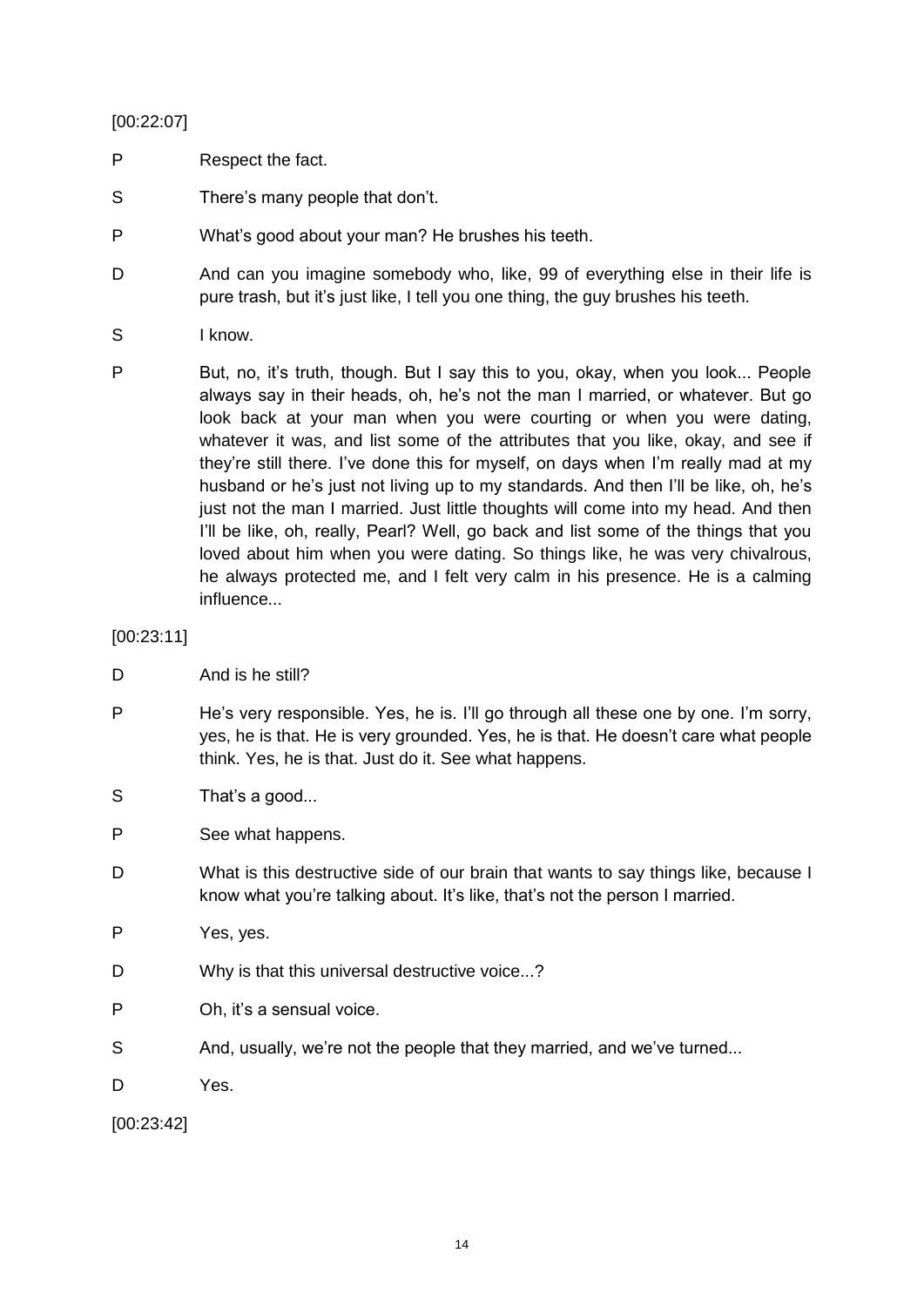[00:22:07]

P Respect the fact.

S There's many people that don't.

P What's good about your man? He brushes his teeth.

D And can you imagine somebody who, like, 99 of everything else in their life is pure trash, but it's just like, I tell you one thing, the guy brushes his teeth.

S I know.

P But, no, it's truth, though. But I say this to you, okay, when you look... People always say in their heads, oh, he's not the man I married, or whatever. But go look back at your man when you were courting or when you were dating, whatever it was, and list some of the attributes that you like, okay, and see if they're still there. I've done this for myself, on days when I'm really mad at my husband or he's just not living up to my standards. And then I'll be like, oh, he's just not the man I married. Just little thoughts will come into my head. And then I'll be like, oh, really, Pearl? Well, go back and list some of the things that you loved about him when you were dating. So things like, he was very chivalrous, he always protected me, and I felt very calm in his presence. He is a calming influence...

[00:23:11]

D And is he still?

P He's very responsible. Yes, he is. I'll go through all these one by one. I'm sorry, yes, he is that. He is very grounded. Yes, he is that. He doesn't care what people think. Yes, he is that. Just do it. See what happens.

S That's a good...

P See what happens.

D What is this destructive side of our brain that wants to say things like, because I know what you're talking about. It's like, that's not the person I married.

P Yes, yes.

D Why is that this universal destructive voice...?

P Oh, it's a sensual voice.

S And, usually, we're not the people that they married, and we've turned...

D Yes.

[00:23:42]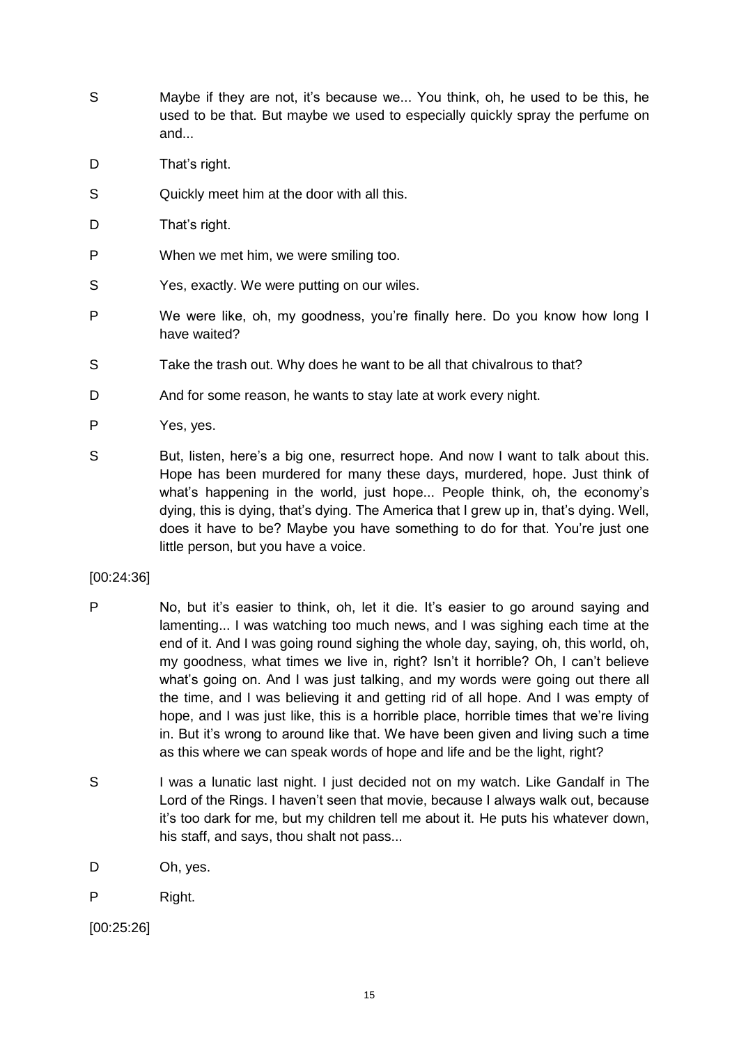S Maybe if they are not, it's because we... You think, oh, he used to be this, he used to be that. But maybe we used to especially quickly spray the perfume on and...

D That's right.

S Quickly meet him at the door with all this.

D That's right.

P When we met him, we were smiling too.

S Yes, exactly. We were putting on our wiles.

P We were like, oh, my goodness, you're finally here. Do you know how long I have waited?

S Take the trash out. Why does he want to be all that chivalrous to that?

D And for some reason, he wants to stay late at work every night.

P Yes, yes.

S But, listen, here's a big one, resurrect hope. And now I want to talk about this. Hope has been murdered for many these days, murdered, hope. Just think of what's happening in the world, just hope... People think, oh, the economy's dying, this is dying, that's dying. The America that I grew up in, that's dying. Well, does it have to be? Maybe you have something to do for that. You're just one little person, but you have a voice.

[00:24:36]

P No, but it's easier to think, oh, let it die. It's easier to go around saying and lamenting... I was watching too much news, and I was sighing each time at the end of it. And I was going round sighing the whole day, saying, oh, this world, oh, my goodness, what times we live in, right? Isn't it horrible? Oh, I can't believe what's going on. And I was just talking, and my words were going out there all the time, and I was believing it and getting rid of all hope. And I was empty of hope, and I was just like, this is a horrible place, horrible times that we're living in. But it's wrong to around like that. We have been given and living such a time as this where we can speak words of hope and life and be the light, right?

S I was a lunatic last night. I just decided not on my watch. Like Gandalf in The Lord of the Rings. I haven't seen that movie, because I always walk out, because it's too dark for me, but my children tell me about it. He puts his whatever down, his staff, and says, thou shalt not pass...

D Oh, yes.

P Right.

[00:25:26]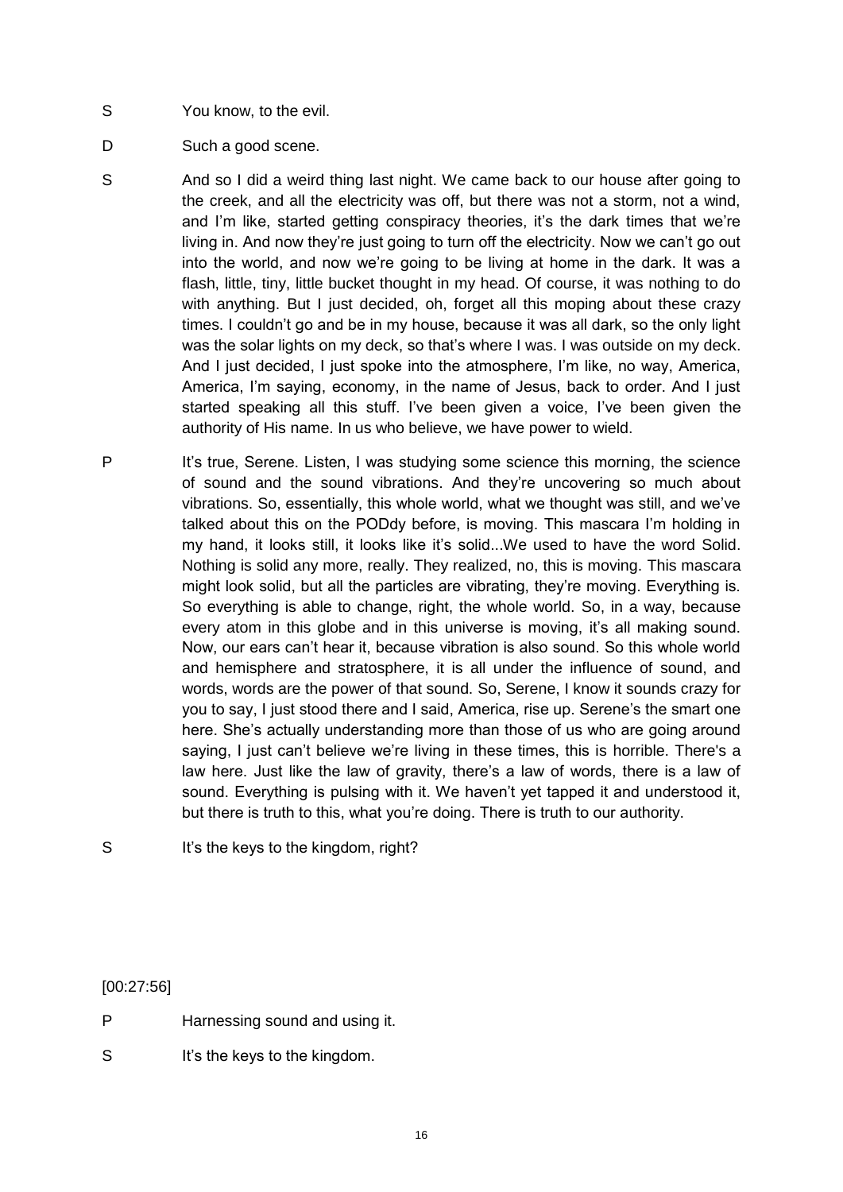S You know, to the evil.

D Such a good scene.

S And so I did a weird thing last night. We came back to our house after going to the creek, and all the electricity was off, but there was not a storm, not a wind, and I'm like, started getting conspiracy theories, it's the dark times that we're living in. And now they're just going to turn off the electricity. Now we can't go out into the world, and now we're going to be living at home in the dark. It was a flash, little, tiny, little bucket thought in my head. Of course, it was nothing to do with anything. But I just decided, oh, forget all this moping about these crazy times. I couldn't go and be in my house, because it was all dark, so the only light was the solar lights on my deck, so that's where I was. I was outside on my deck. And I just decided, I just spoke into the atmosphere, I'm like, no way, America, America, I'm saying, economy, in the name of Jesus, back to order. And I just started speaking all this stuff. I've been given a voice, I've been given the authority of His name. In us who believe, we have power to wield.

P It's true, Serene. Listen, I was studying some science this morning, the science of sound and the sound vibrations. And they're uncovering so much about vibrations. So, essentially, this whole world, what we thought was still, and we've talked about this on the PODdy before, is moving. This mascara I'm holding in my hand, it looks still, it looks like it's solid...We used to have the word Solid. Nothing is solid any more, really. They realized, no, this is moving. This mascara might look solid, but all the particles are vibrating, they're moving. Everything is. So everything is able to change, right, the whole world. So, in a way, because every atom in this globe and in this universe is moving, it's all making sound. Now, our ears can't hear it, because vibration is also sound. So this whole world and hemisphere and stratosphere, it is all under the influence of sound, and words, words are the power of that sound. So, Serene, I know it sounds crazy for you to say, I just stood there and I said, America, rise up. Serene's the smart one here. She's actually understanding more than those of us who are going around saying, I just can't believe we're living in these times, this is horrible. There's a law here. Just like the law of gravity, there's a law of words, there is a law of sound. Everything is pulsing with it. We haven't yet tapped it and understood it, but there is truth to this, what you're doing. There is truth to our authority.

S It's the keys to the kingdom, right?

[00:27:56]

P Harnessing sound and using it.

S It's the keys to the kingdom.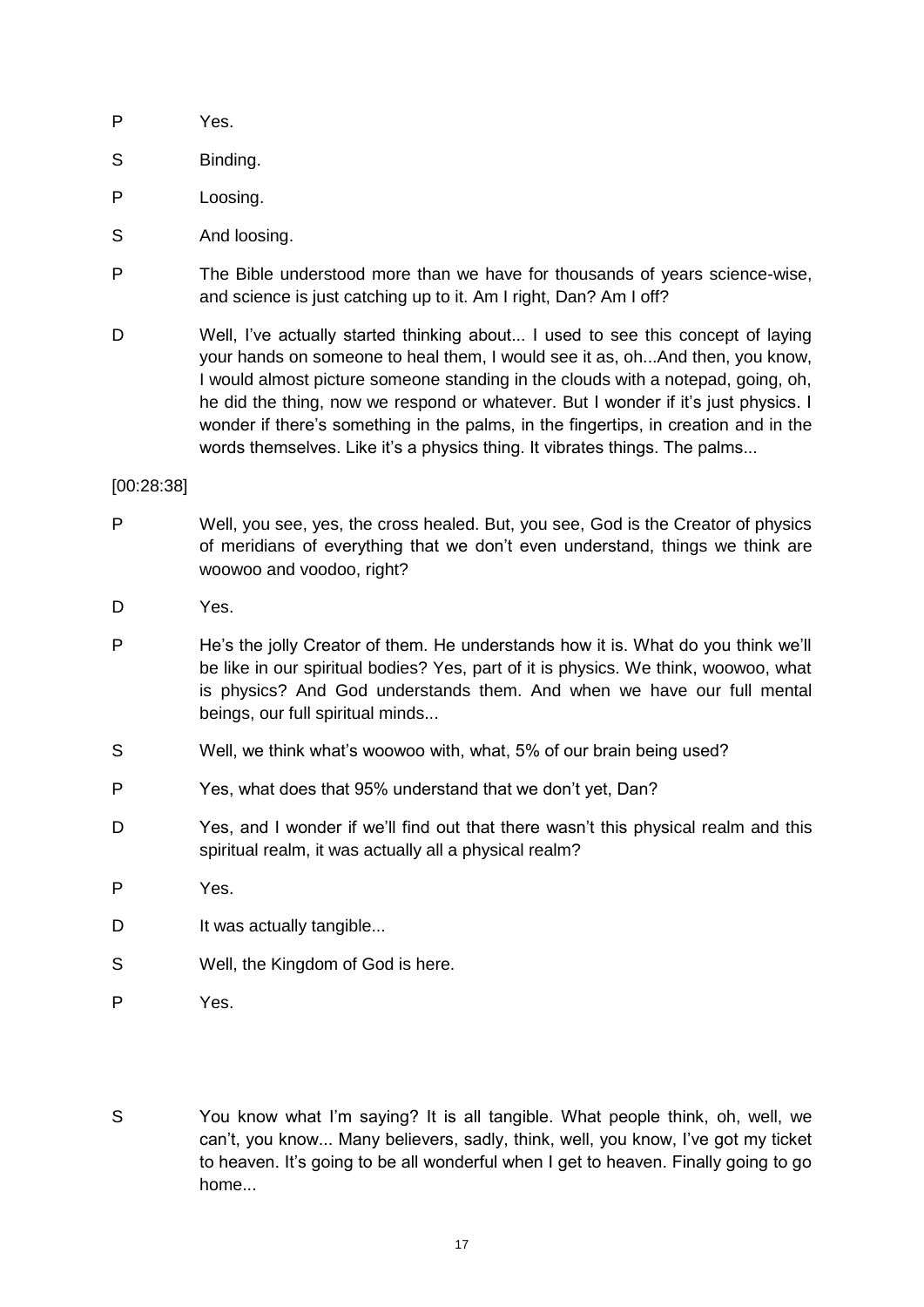P Yes.

S Binding.

P Loosing.

S And loosing.

P The Bible understood more than we have for thousands of years science-wise, and science is just catching up to it. Am I right, Dan? Am I off?

D Well, I've actually started thinking about... I used to see this concept of laying your hands on someone to heal them, I would see it as, oh...And then, you know, I would almost picture someone standing in the clouds with a notepad, going, oh, he did the thing, now we respond or whatever. But I wonder if it's just physics. I wonder if there's something in the palms, in the fingertips, in creation and in the words themselves. Like it's a physics thing. It vibrates things. The palms...

[00:28:38]

P Well, you see, yes, the cross healed. But, you see, God is the Creator of physics of meridians of everything that we don't even understand, things we think are woowoo and voodoo, right?

D Yes.

P He's the jolly Creator of them. He understands how it is. What do you think we'll be like in our spiritual bodies? Yes, part of it is physics. We think, woowoo, what is physics? And God understands them. And when we have our full mental beings, our full spiritual minds...

S Well, we think what's woowoo with, what, 5% of our brain being used?

P Yes, what does that 95% understand that we don't yet, Dan?

D Yes, and I wonder if we'll find out that there wasn't this physical realm and this spiritual realm, it was actually all a physical realm?

P Yes.

D It was actually tangible...

S Well, the Kingdom of God is here.

P Yes.

S You know what I'm saying? It is all tangible. What people think, oh, well, we can't, you know... Many believers, sadly, think, well, you know, I've got my ticket to heaven. It's going to be all wonderful when I get to heaven. Finally going to go home...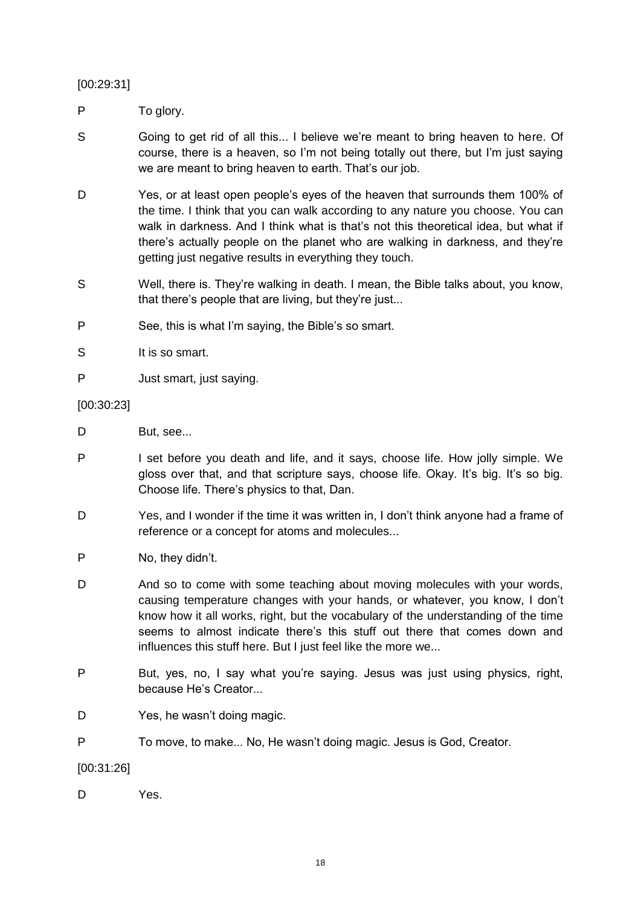[00:29:31]

P To glory.

S Going to get rid of all this... I believe we're meant to bring heaven to here. Of course, there is a heaven, so I'm not being totally out there, but I'm just saying we are meant to bring heaven to earth. That's our job.

D Yes, or at least open people's eyes of the heaven that surrounds them 100% of the time. I think that you can walk according to any nature you choose. You can walk in darkness. And I think what is that's not this theoretical idea, but what if there's actually people on the planet who are walking in darkness, and they're getting just negative results in everything they touch.

S Well, there is. They're walking in death. I mean, the Bible talks about, you know, that there's people that are living, but they're just...

P See, this is what I'm saying, the Bible's so smart.

S It is so smart.

P Just smart, just saying.

[00:30:23]

D But, see...

P I set before you death and life, and it says, choose life. How jolly simple. We gloss over that, and that scripture says, choose life. Okay. It's big. It's so big. Choose life. There's physics to that, Dan.

D Yes, and I wonder if the time it was written in, I don't think anyone had a frame of reference or a concept for atoms and molecules...

P No, they didn't.

D And so to come with some teaching about moving molecules with your words, causing temperature changes with your hands, or whatever, you know, I don't know how it all works, right, but the vocabulary of the understanding of the time seems to almost indicate there's this stuff out there that comes down and influences this stuff here. But I just feel like the more we...

P But, yes, no, I say what you're saying. Jesus was just using physics, right, because He's Creator...

D Yes, he wasn't doing magic.

P To move, to make... No, He wasn't doing magic. Jesus is God, Creator.

[00:31:26]

D Yes.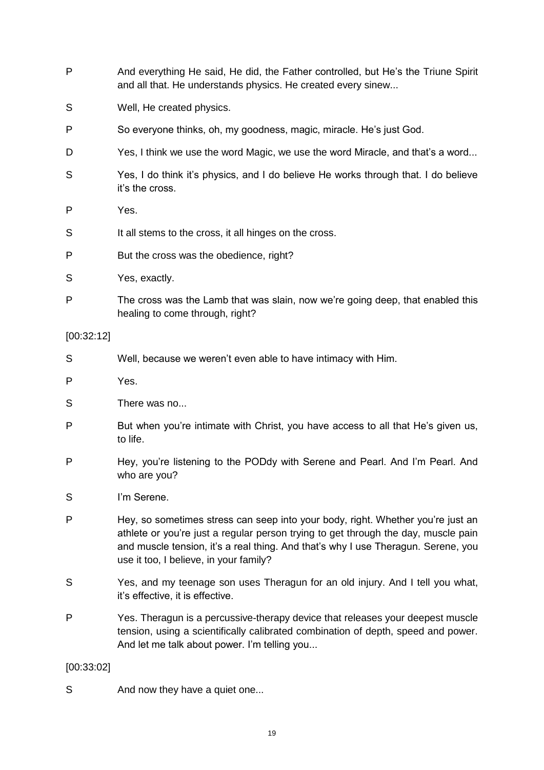P And everything He said, He did, the Father controlled, but He's the Triune Spirit and all that. He understands physics. He created every sinew...

S Well, He created physics.

P So everyone thinks, oh, my goodness, magic, miracle. He's just God.

D Yes, I think we use the word Magic, we use the word Miracle, and that's a word...

S Yes, I do think it's physics, and I do believe He works through that. I do believe it's the cross.

P Yes.

S It all stems to the cross, it all hinges on the cross.

P But the cross was the obedience, right?

S Yes, exactly.

P The cross was the Lamb that was slain, now we're going deep, that enabled this healing to come through, right?

[00:32:12]

S Well, because we weren't even able to have intimacy with Him.

P Yes.

S There was no...

P But when you're intimate with Christ, you have access to all that He's given us, to life.

P Hey, you're listening to the PODdy with Serene and Pearl. And I'm Pearl. And who are you?

S I'm Serene.

P Hey, so sometimes stress can seep into your body, right. Whether you're just an athlete or you're just a regular person trying to get through the day, muscle pain and muscle tension, it's a real thing. And that's why I use Theragun. Serene, you use it too, I believe, in your family?

S Yes, and my teenage son uses Theragun for an old injury. And I tell you what, it's effective, it is effective.

P Yes. Theragun is a percussive-therapy device that releases your deepest muscle tension, using a scientifically calibrated combination of depth, speed and power. And let me talk about power. I'm telling you...

[00:33:02]

S And now they have a quiet one...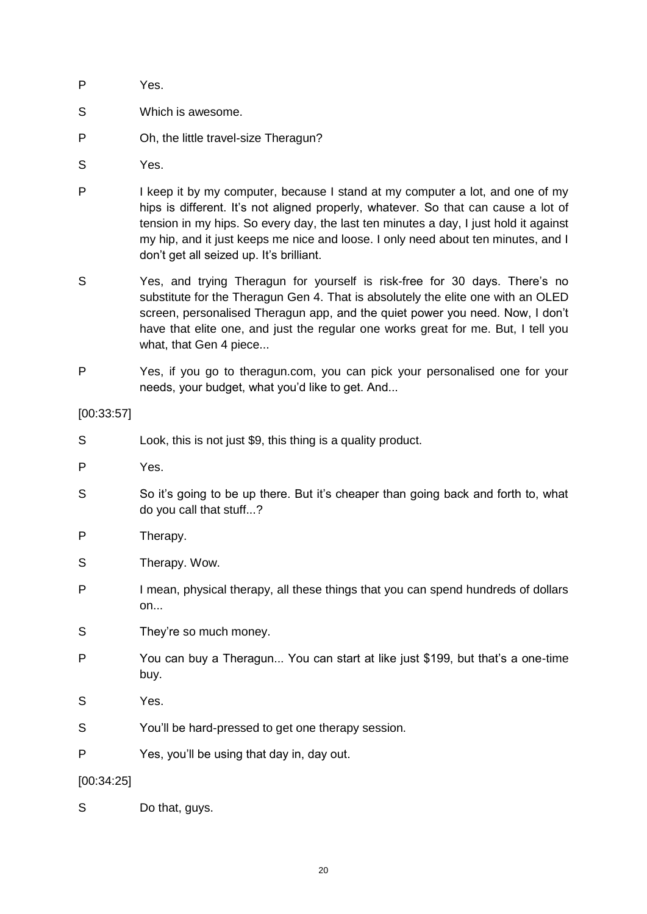P Yes.

S Which is awesome.

P Oh, the little travel-size Theragun?

S Yes.

P I keep it by my computer, because I stand at my computer a lot, and one of my hips is different. It's not aligned properly, whatever. So that can cause a lot of tension in my hips. So every day, the last ten minutes a day, I just hold it against my hip, and it just keeps me nice and loose. I only need about ten minutes, and I don't get all seized up. It's brilliant.

S Yes, and trying Theragun for yourself is risk-free for 30 days. There's no substitute for the Theragun Gen 4. That is absolutely the elite one with an OLED screen, personalised Theragun app, and the quiet power you need. Now, I don't have that elite one, and just the regular one works great for me. But, I tell you what, that Gen 4 piece...

P Yes, if you go to theragun.com, you can pick your personalised one for your needs, your budget, what you'd like to get. And...

[00:33:57]

S Look, this is not just $9, this thing is a quality product.

P Yes.

S So it's going to be up there. But it's cheaper than going back and forth to, what do you call that stuff...?

P Therapy.

S Therapy. Wow.

P I mean, physical therapy, all these things that you can spend hundreds of dollars on...

S They're so much money.

P You can buy a Theragun... You can start at like just $199, but that's a one-time buy.

S Yes.

S You'll be hard-pressed to get one therapy session.

P Yes, you'll be using that day in, day out.

[00:34:25]

S Do that, guys.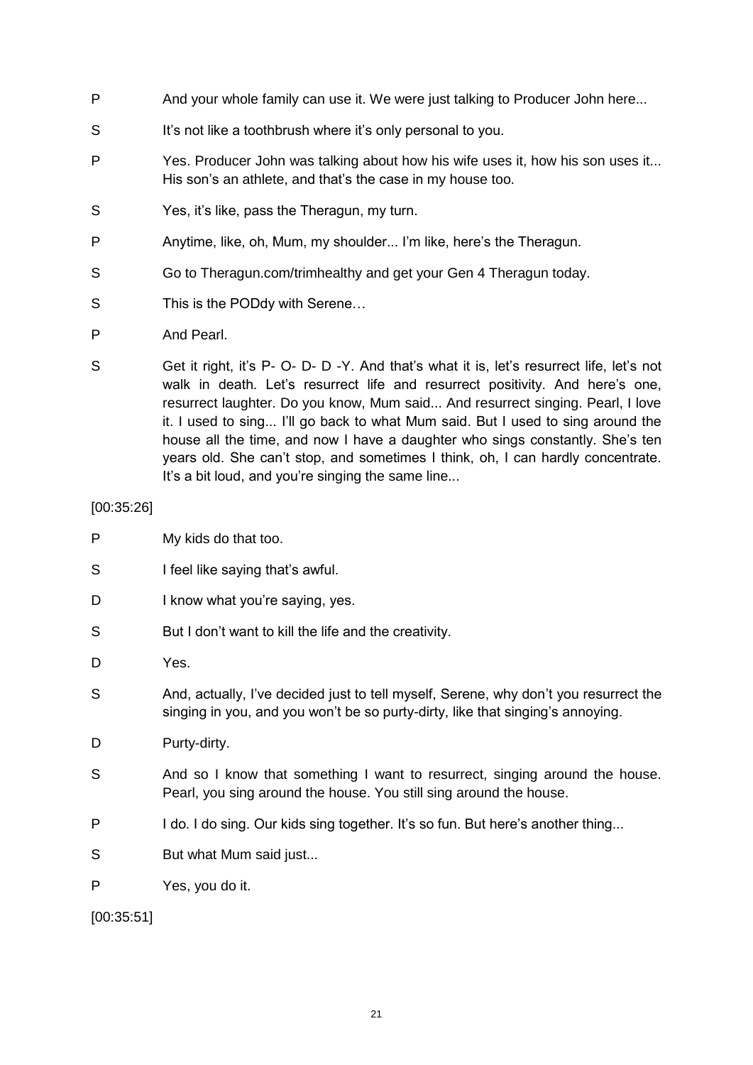P And your whole family can use it. We were just talking to Producer John here...

S It's not like a toothbrush where it's only personal to you.

P Yes. Producer John was talking about how his wife uses it, how his son uses it... His son's an athlete, and that's the case in my house too.

S Yes, it's like, pass the Theragun, my turn.

P Anytime, like, oh, Mum, my shoulder... I'm like, here's the Theragun.

S Go to Theragun.com/trimhealthy and get your Gen 4 Theragun today.

S This is the PODdy with Serene…

P And Pearl.

S Get it right, it's P- O- D- D -Y. And that's what it is, let's resurrect life, let's not walk in death. Let's resurrect life and resurrect positivity. And here's one, resurrect laughter. Do you know, Mum said... And resurrect singing. Pearl, I love it. I used to sing... I'll go back to what Mum said. But I used to sing around the house all the time, and now I have a daughter who sings constantly. She's ten years old. She can't stop, and sometimes I think, oh, I can hardly concentrate. It's a bit loud, and you're singing the same line...

[00:35:26]

P My kids do that too.

S I feel like saying that's awful.

D I know what you're saying, yes.

S But I don't want to kill the life and the creativity.

D Yes.

S And, actually, I've decided just to tell myself, Serene, why don't you resurrect the singing in you, and you won't be so purty-dirty, like that singing's annoying.

D Purty-dirty.

S And so I know that something I want to resurrect, singing around the house. Pearl, you sing around the house. You still sing around the house.

P I do. I do sing. Our kids sing together. It's so fun. But here's another thing...

S But what Mum said just...

P Yes, you do it.

[00:35:51]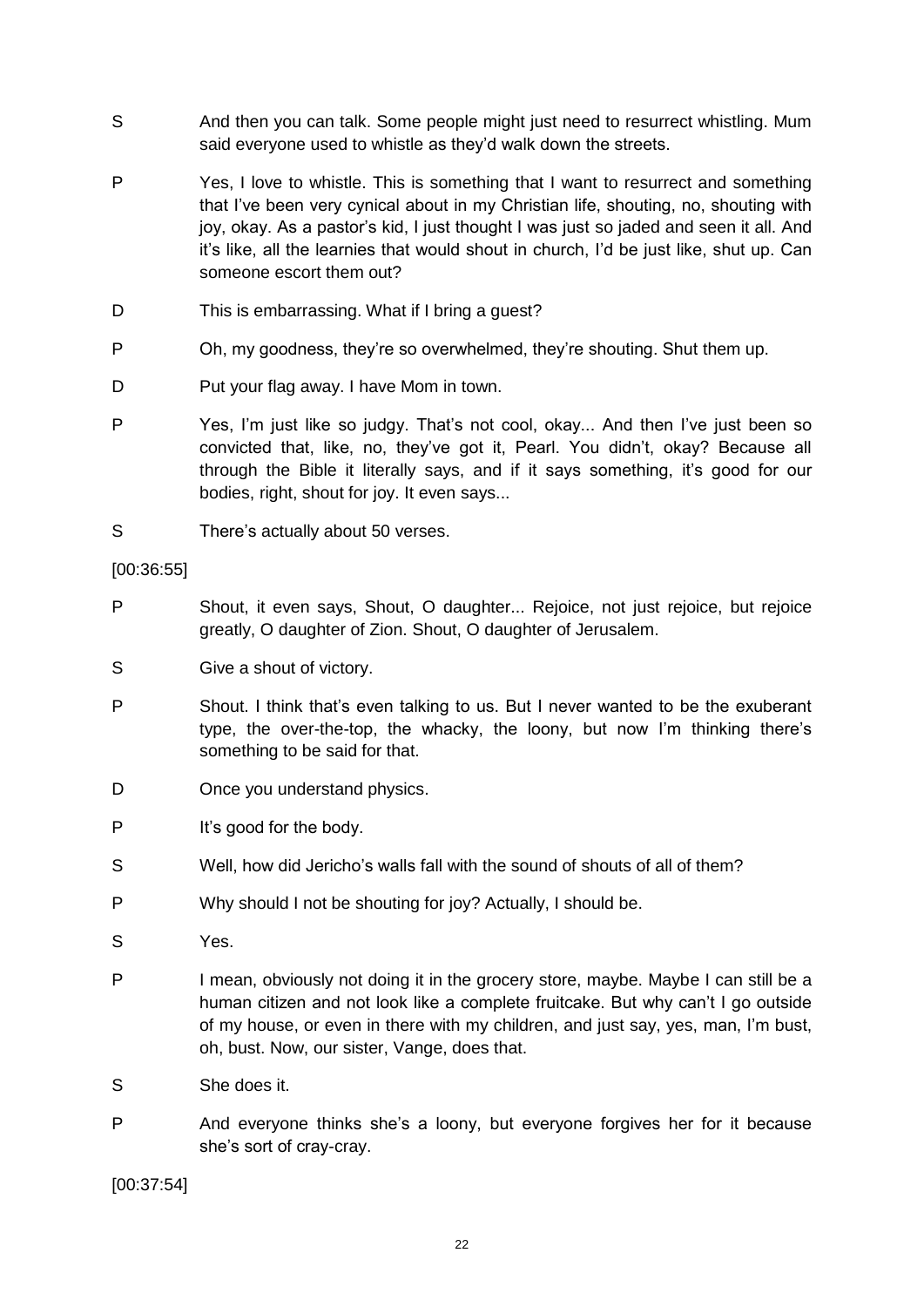S And then you can talk. Some people might just need to resurrect whistling. Mum said everyone used to whistle as they'd walk down the streets.

P Yes, I love to whistle. This is something that I want to resurrect and something that I've been very cynical about in my Christian life, shouting, no, shouting with joy, okay. As a pastor's kid, I just thought I was just so jaded and seen it all. And it's like, all the learnies that would shout in church, I'd be just like, shut up. Can someone escort them out?

D This is embarrassing. What if I bring a guest?

P Oh, my goodness, they're so overwhelmed, they're shouting. Shut them up.

D Put your flag away. I have Mom in town.

P Yes, I'm just like so judgy. That's not cool, okay... And then I've just been so convicted that, like, no, they've got it, Pearl. You didn't, okay? Because all through the Bible it literally says, and if it says something, it's good for our bodies, right, shout for joy. It even says...

S There's actually about 50 verses.

[00:36:55]

P Shout, it even says, Shout, O daughter... Rejoice, not just rejoice, but rejoice greatly, O daughter of Zion. Shout, O daughter of Jerusalem.

S Give a shout of victory.

P Shout. I think that's even talking to us. But I never wanted to be the exuberant type, the over-the-top, the whacky, the loony, but now I'm thinking there's something to be said for that.

D Once you understand physics.

P It's good for the body.

S Well, how did Jericho's walls fall with the sound of shouts of all of them?

P Why should I not be shouting for joy? Actually, I should be.

S Yes.

P I mean, obviously not doing it in the grocery store, maybe. Maybe I can still be a human citizen and not look like a complete fruitcake. But why can't I go outside of my house, or even in there with my children, and just say, yes, man, I'm bust, oh, bust. Now, our sister, Vange, does that.

S She does it.

P And everyone thinks she's a loony, but everyone forgives her for it because she's sort of cray-cray.

[00:37:54]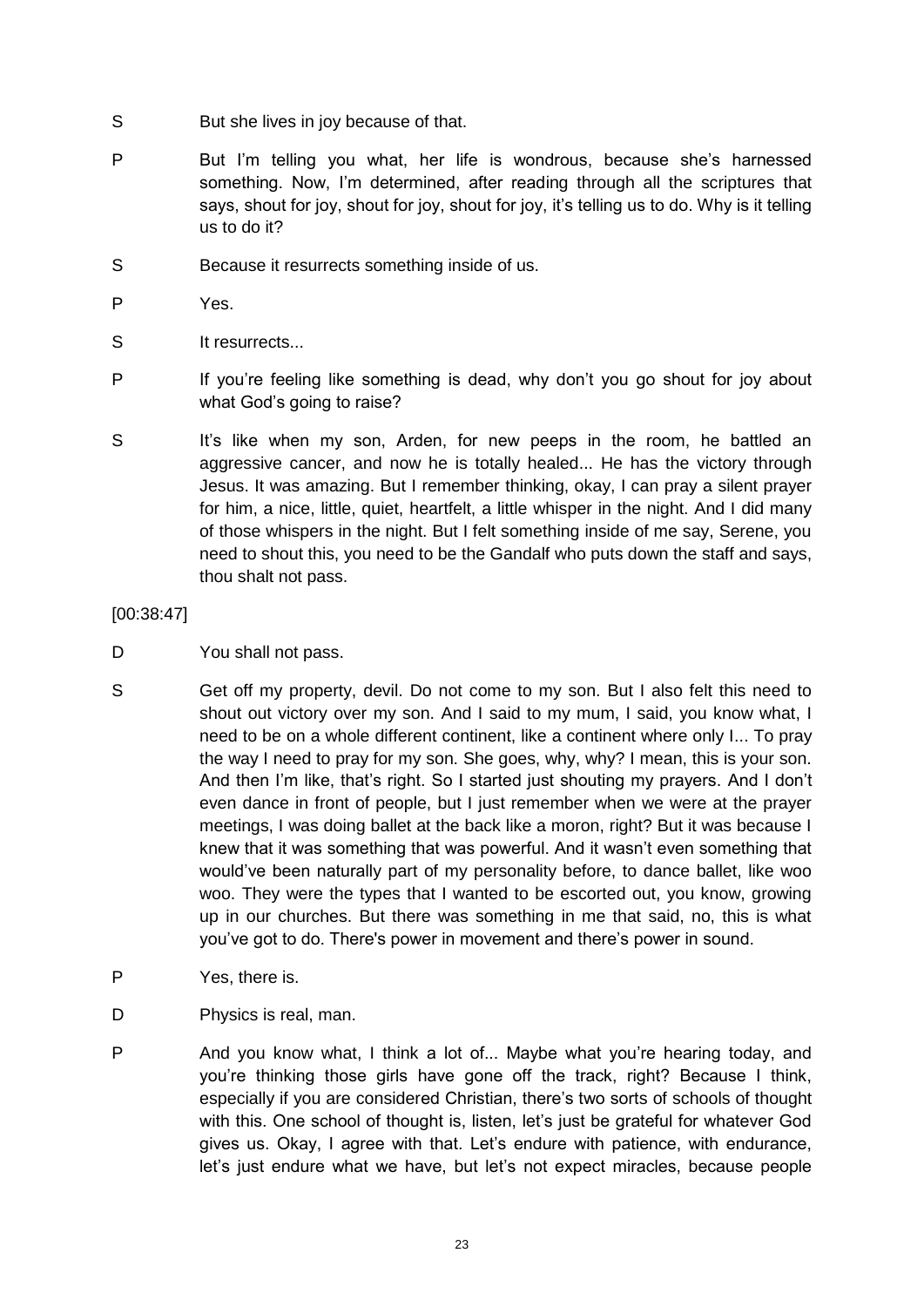S	But she lives in joy because of that.

P	But I'm telling you what, her life is wondrous, because she's harnessed something. Now, I'm determined, after reading through all the scriptures that says, shout for joy, shout for joy, shout for joy, it's telling us to do. Why is it telling us to do it?

S	Because it resurrects something inside of us.

P	Yes.

S	It resurrects...

P	If you're feeling like something is dead, why don't you go shout for joy about what God's going to raise?

S	It's like when my son, Arden, for new peeps in the room, he battled an aggressive cancer, and now he is totally healed... He has the victory through Jesus. It was amazing. But I remember thinking, okay, I can pray a silent prayer for him, a nice, little, quiet, heartfelt, a little whisper in the night. And I did many of those whispers in the night. But I felt something inside of me say, Serene, you need to shout this, you need to be the Gandalf who puts down the staff and says, thou shalt not pass.

[00:38:47]

D	You shall not pass.

S	Get off my property, devil. Do not come to my son. But I also felt this need to shout out victory over my son. And I said to my mum, I said, you know what, I need to be on a whole different continent, like a continent where only I... To pray the way I need to pray for my son. She goes, why, why? I mean, this is your son. And then I'm like, that's right. So I started just shouting my prayers. And I don't even dance in front of people, but I just remember when we were at the prayer meetings, I was doing ballet at the back like a moron, right? But it was because I knew that it was something that was powerful. And it wasn't even something that would've been naturally part of my personality before, to dance ballet, like woo woo. They were the types that I wanted to be escorted out, you know, growing up in our churches. But there was something in me that said, no, this is what you've got to do. There's power in movement and there's power in sound.

P	Yes, there is.

D	Physics is real, man.

P	And you know what, I think a lot of... Maybe what you're hearing today, and you're thinking those girls have gone off the track, right? Because I think, especially if you are considered Christian, there's two sorts of schools of thought with this. One school of thought is, listen, let's just be grateful for whatever God gives us. Okay, I agree with that. Let's endure with patience, with endurance, let's just endure what we have, but let's not expect miracles, because people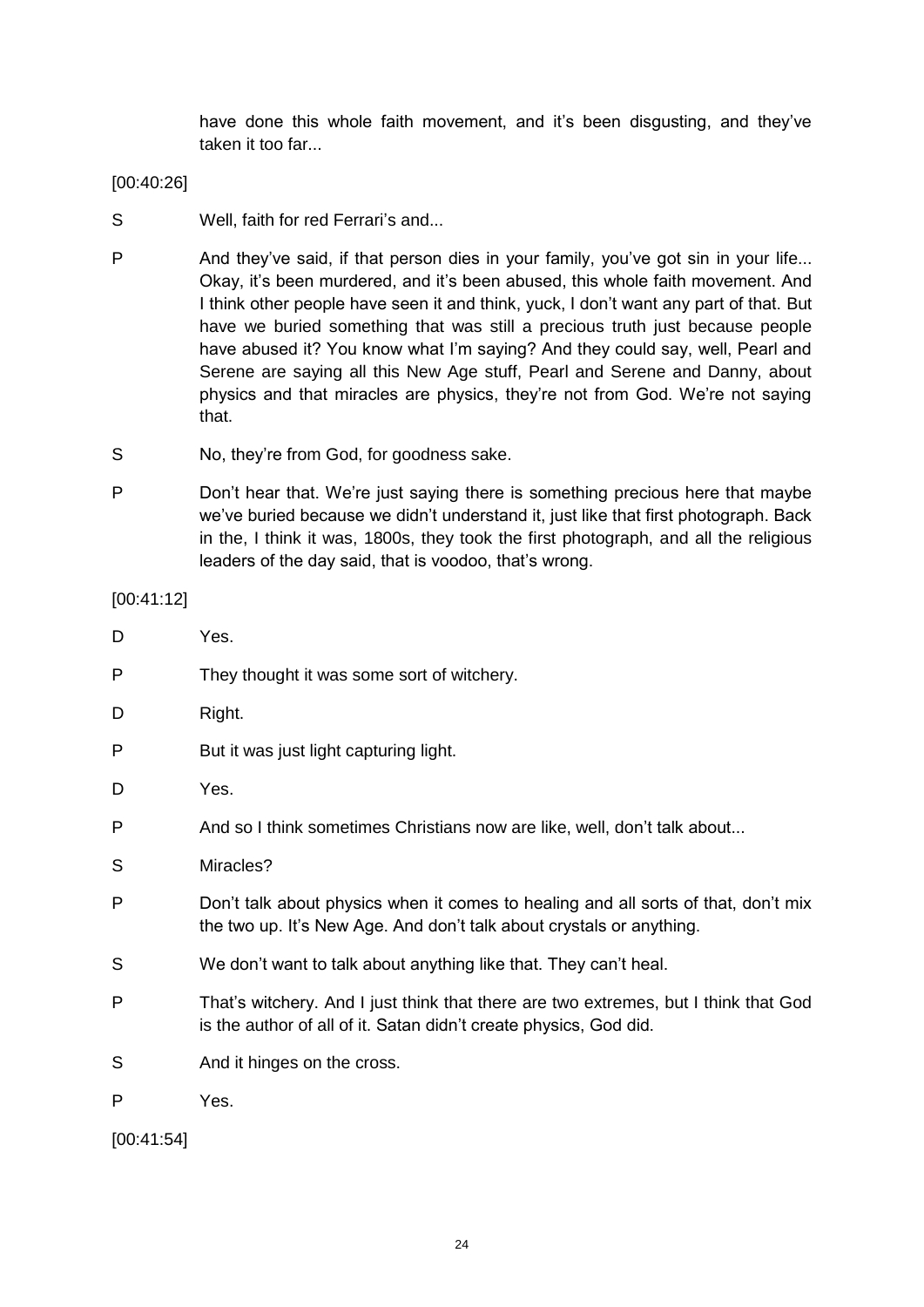have done this whole faith movement, and it's been disgusting, and they've taken it too far...

[00:40:26]

S Well, faith for red Ferrari's and...

P And they've said, if that person dies in your family, you've got sin in your life... Okay, it's been murdered, and it's been abused, this whole faith movement. And I think other people have seen it and think, yuck, I don't want any part of that. But have we buried something that was still a precious truth just because people have abused it? You know what I'm saying? And they could say, well, Pearl and Serene are saying all this New Age stuff, Pearl and Serene and Danny, about physics and that miracles are physics, they're not from God. We're not saying that.

S No, they're from God, for goodness sake.

P Don't hear that. We're just saying there is something precious here that maybe we've buried because we didn't understand it, just like that first photograph. Back in the, I think it was, 1800s, they took the first photograph, and all the religious leaders of the day said, that is voodoo, that's wrong.

[00:41:12]

D Yes.

P They thought it was some sort of witchery.

D Right.

P But it was just light capturing light.

D Yes.

P And so I think sometimes Christians now are like, well, don't talk about...

S Miracles?

P Don't talk about physics when it comes to healing and all sorts of that, don't mix the two up. It's New Age. And don't talk about crystals or anything.

S We don't want to talk about anything like that. They can't heal.

P That's witchery. And I just think that there are two extremes, but I think that God is the author of all of it. Satan didn't create physics, God did.

S And it hinges on the cross.

P Yes.

[00:41:54]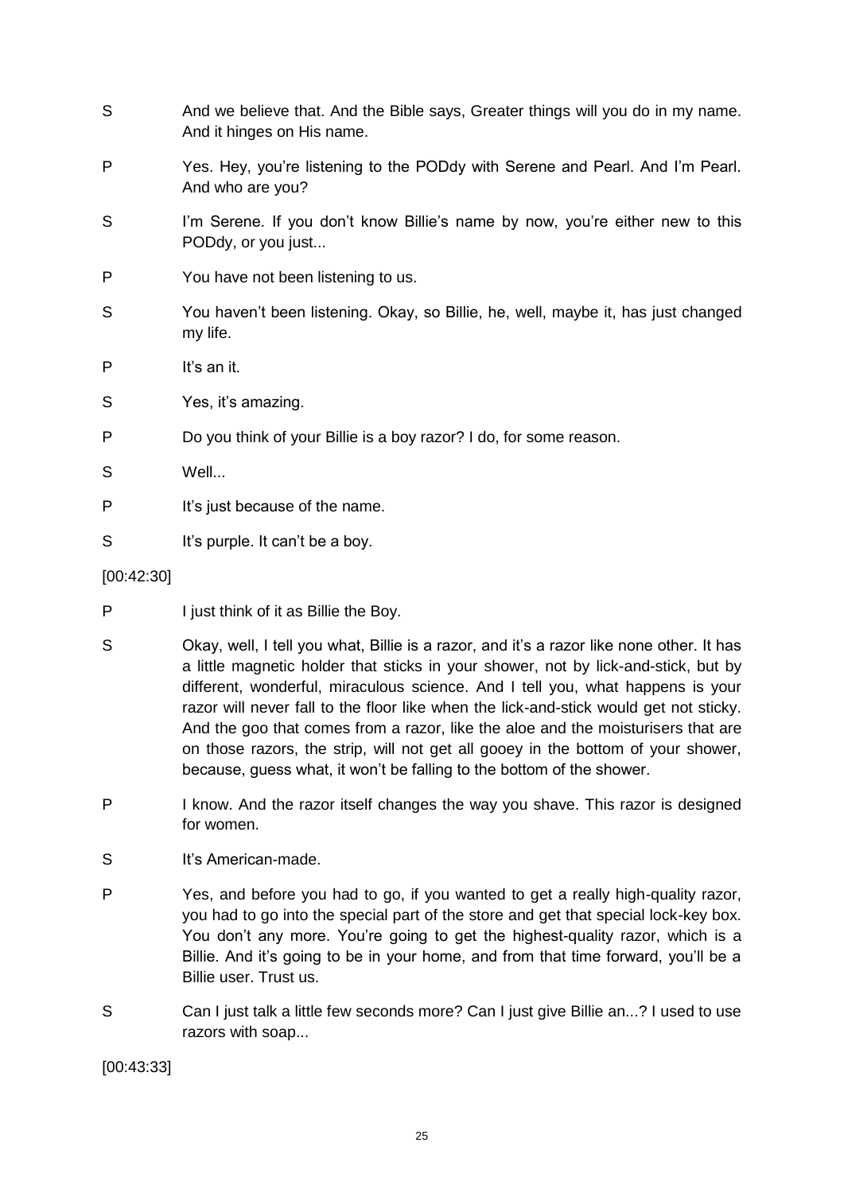S And we believe that. And the Bible says, Greater things will you do in my name. And it hinges on His name.

P Yes. Hey, you're listening to the PODdy with Serene and Pearl. And I'm Pearl. And who are you?

S I'm Serene. If you don't know Billie's name by now, you're either new to this PODdy, or you just...

P You have not been listening to us.

S You haven't been listening. Okay, so Billie, he, well, maybe it, has just changed my life.

P It's an it.

S Yes, it's amazing.

P Do you think of your Billie is a boy razor? I do, for some reason.

S Well...

P It's just because of the name.

S It's purple. It can't be a boy.

[00:42:30]

P I just think of it as Billie the Boy.

S Okay, well, I tell you what, Billie is a razor, and it's a razor like none other. It has a little magnetic holder that sticks in your shower, not by lick-and-stick, but by different, wonderful, miraculous science. And I tell you, what happens is your razor will never fall to the floor like when the lick-and-stick would get not sticky. And the goo that comes from a razor, like the aloe and the moisturisers that are on those razors, the strip, will not get all gooey in the bottom of your shower, because, guess what, it won't be falling to the bottom of the shower.

P I know. And the razor itself changes the way you shave. This razor is designed for women.

S It's American-made.

P Yes, and before you had to go, if you wanted to get a really high-quality razor, you had to go into the special part of the store and get that special lock-key box. You don't any more. You're going to get the highest-quality razor, which is a Billie. And it's going to be in your home, and from that time forward, you'll be a Billie user. Trust us.

S Can I just talk a little few seconds more? Can I just give Billie an...? I used to use razors with soap...

[00:43:33]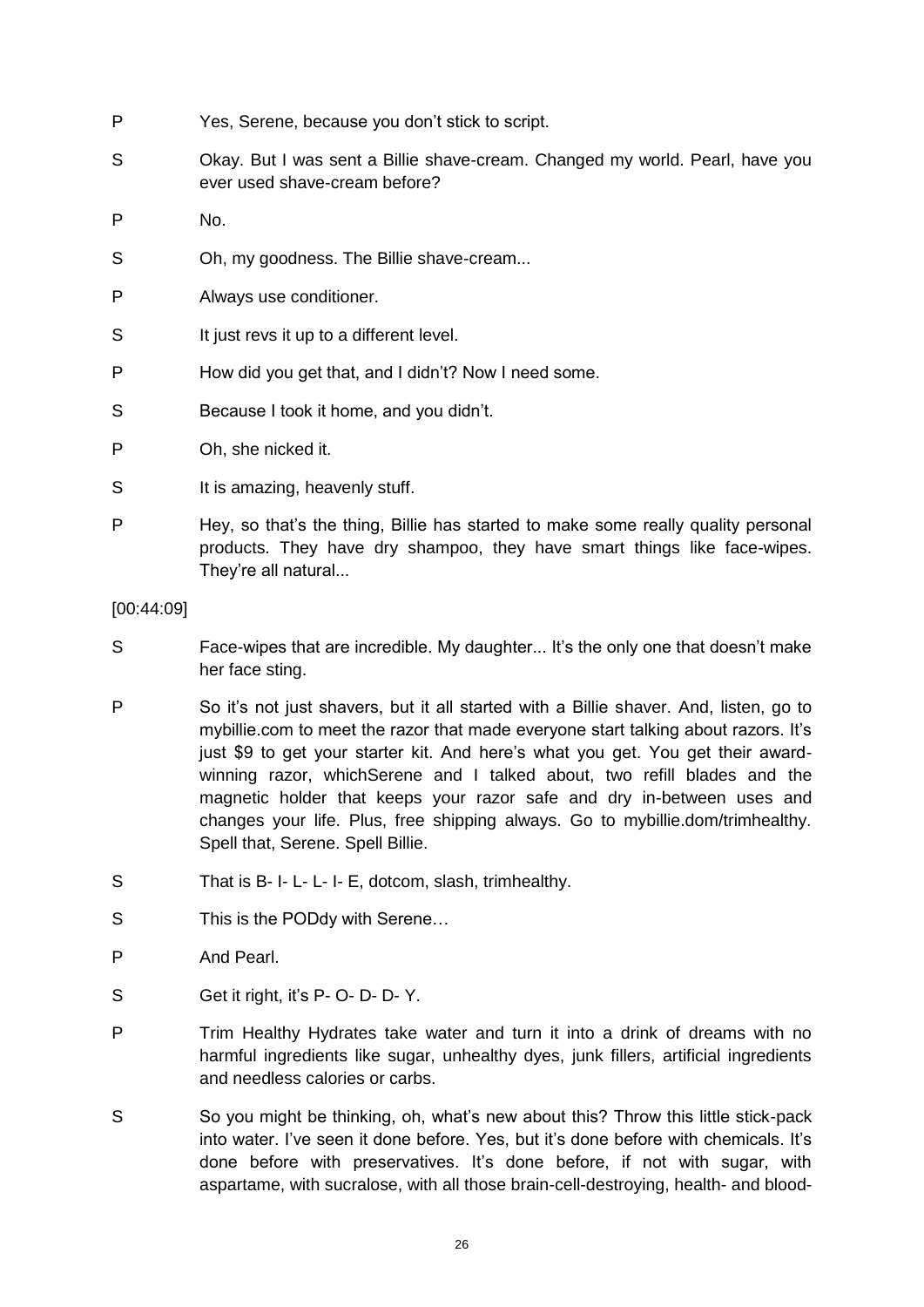P Yes, Serene, because you don't stick to script.

S Okay. But I was sent a Billie shave-cream. Changed my world. Pearl, have you ever used shave-cream before?

P No.

S Oh, my goodness. The Billie shave-cream...

P Always use conditioner.

S It just revs it up to a different level.

P How did you get that, and I didn't? Now I need some.

S Because I took it home, and you didn't.

P Oh, she nicked it.

S It is amazing, heavenly stuff.

P Hey, so that's the thing, Billie has started to make some really quality personal products. They have dry shampoo, they have smart things like face-wipes. They're all natural...

[00:44:09]

S Face-wipes that are incredible. My daughter... It's the only one that doesn't make her face sting.

P So it's not just shavers, but it all started with a Billie shaver. And, listen, go to mybillie.com to meet the razor that made everyone start talking about razors. It's just $9 to get your starter kit. And here's what you get. You get their award-winning razor, whichSerene and I talked about, two refill blades and the magnetic holder that keeps your razor safe and dry in-between uses and changes your life. Plus, free shipping always. Go to mybillie.dom/trimhealthy. Spell that, Serene. Spell Billie.

S That is B- I- L- L- I- E, dotcom, slash, trimhealthy.

S This is the PODdy with Serene…

P And Pearl.

S Get it right, it's P- O- D- D- Y.

P Trim Healthy Hydrates take water and turn it into a drink of dreams with no harmful ingredients like sugar, unhealthy dyes, junk fillers, artificial ingredients and needless calories or carbs.

S So you might be thinking, oh, what's new about this? Throw this little stick-pack into water. I've seen it done before. Yes, but it's done before with chemicals. It's done before with preservatives. It's done before, if not with sugar, with aspartame, with sucralose, with all those brain-cell-destroying, health- and blood-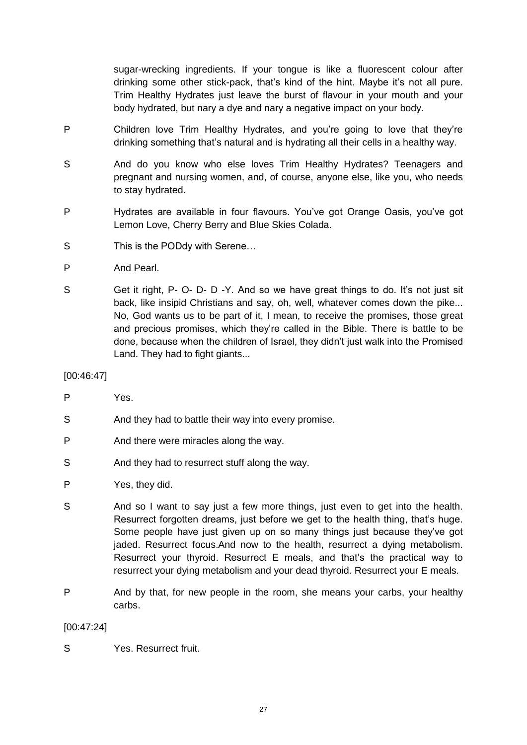sugar-wrecking ingredients. If your tongue is like a fluorescent colour after drinking some other stick-pack, that's kind of the hint. Maybe it's not all pure. Trim Healthy Hydrates just leave the burst of flavour in your mouth and your body hydrated, but nary a dye and nary a negative impact on your body.

P Children love Trim Healthy Hydrates, and you're going to love that they're drinking something that's natural and is hydrating all their cells in a healthy way.

S And do you know who else loves Trim Healthy Hydrates? Teenagers and pregnant and nursing women, and, of course, anyone else, like you, who needs to stay hydrated.

P Hydrates are available in four flavours. You've got Orange Oasis, you've got Lemon Love, Cherry Berry and Blue Skies Colada.

S This is the PODdy with Serene…

P And Pearl.

S Get it right, P- O- D- D -Y. And so we have great things to do. It's not just sit back, like insipid Christians and say, oh, well, whatever comes down the pike... No, God wants us to be part of it, I mean, to receive the promises, those great and precious promises, which they're called in the Bible. There is battle to be done, because when the children of Israel, they didn't just walk into the Promised Land. They had to fight giants...

[00:46:47]

P Yes.

S And they had to battle their way into every promise.

P And there were miracles along the way.

S And they had to resurrect stuff along the way.

P Yes, they did.

S And so I want to say just a few more things, just even to get into the health. Resurrect forgotten dreams, just before we get to the health thing, that's huge. Some people have just given up on so many things just because they've got jaded. Resurrect focus.And now to the health, resurrect a dying metabolism. Resurrect your thyroid. Resurrect E meals, and that's the practical way to resurrect your dying metabolism and your dead thyroid. Resurrect your E meals.

P And by that, for new people in the room, she means your carbs, your healthy carbs.

[00:47:24]

S Yes. Resurrect fruit.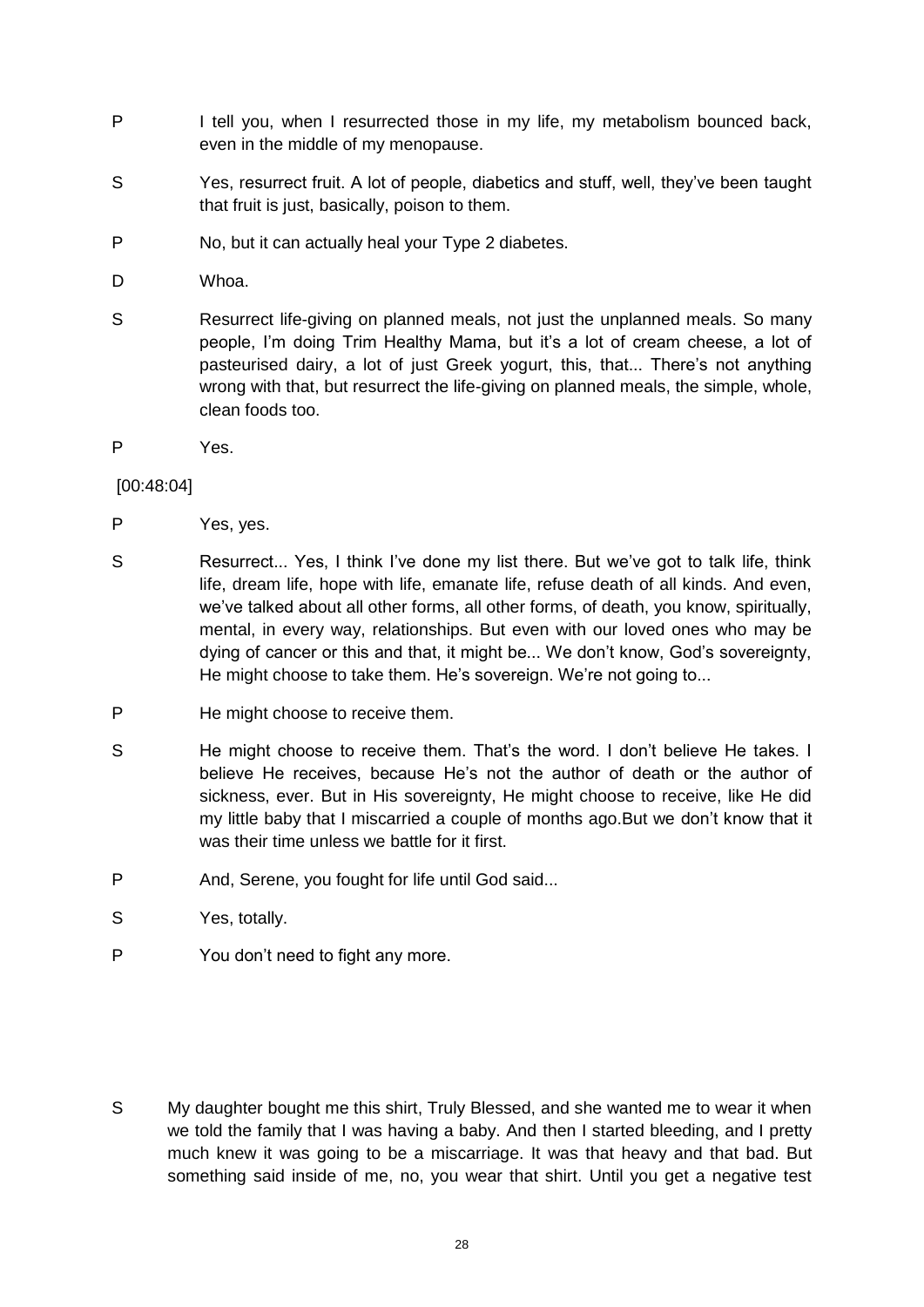P I tell you, when I resurrected those in my life, my metabolism bounced back, even in the middle of my menopause.

S Yes, resurrect fruit. A lot of people, diabetics and stuff, well, they've been taught that fruit is just, basically, poison to them.

P No, but it can actually heal your Type 2 diabetes.

D Whoa.

S Resurrect life-giving on planned meals, not just the unplanned meals. So many people, I'm doing Trim Healthy Mama, but it's a lot of cream cheese, a lot of pasteurised dairy, a lot of just Greek yogurt, this, that... There's not anything wrong with that, but resurrect the life-giving on planned meals, the simple, whole, clean foods too.

P Yes.

[00:48:04]

P Yes, yes.

S Resurrect... Yes, I think I've done my list there. But we've got to talk life, think life, dream life, hope with life, emanate life, refuse death of all kinds. And even, we've talked about all other forms, all other forms, of death, you know, spiritually, mental, in every way, relationships. But even with our loved ones who may be dying of cancer or this and that, it might be... We don't know, God's sovereignty, He might choose to take them. He's sovereign. We're not going to...

P He might choose to receive them.

S He might choose to receive them. That's the word. I don't believe He takes. I believe He receives, because He's not the author of death or the author of sickness, ever. But in His sovereignty, He might choose to receive, like He did my little baby that I miscarried a couple of months ago.But we don't know that it was their time unless we battle for it first.

P And, Serene, you fought for life until God said...

S Yes, totally.

P You don't need to fight any more.

S My daughter bought me this shirt, Truly Blessed, and she wanted me to wear it when we told the family that I was having a baby. And then I started bleeding, and I pretty much knew it was going to be a miscarriage. It was that heavy and that bad. But something said inside of me, no, you wear that shirt. Until you get a negative test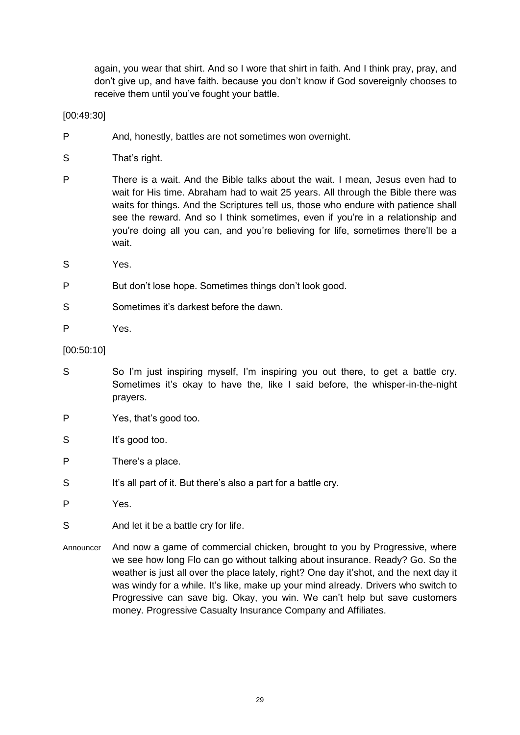again, you wear that shirt. And so I wore that shirt in faith. And I think pray, pray, and don't give up, and have faith. because you don't know if God sovereignly chooses to receive them until you've fought your battle.

[00:49:30]

P And, honestly, battles are not sometimes won overnight.

S That's right.

P There is a wait. And the Bible talks about the wait. I mean, Jesus even had to wait for His time. Abraham had to wait 25 years. All through the Bible there was waits for things. And the Scriptures tell us, those who endure with patience shall see the reward. And so I think sometimes, even if you're in a relationship and you're doing all you can, and you're believing for life, sometimes there'll be a wait.

S Yes.

P But don't lose hope. Sometimes things don't look good.

S Sometimes it's darkest before the dawn.

P Yes.

[00:50:10]

S So I'm just inspiring myself, I'm inspiring you out there, to get a battle cry. Sometimes it's okay to have the, like I said before, the whisper-in-the-night prayers.

P Yes, that's good too.

S It's good too.

P There's a place.

S It's all part of it. But there's also a part for a battle cry.

P Yes.

S And let it be a battle cry for life.

Announcer And now a game of commercial chicken, brought to you by Progressive, where we see how long Flo can go without talking about insurance. Ready? Go. So the weather is just all over the place lately, right? One day it'shot, and the next day it was windy for a while. It's like, make up your mind already. Drivers who switch to Progressive can save big. Okay, you win. We can't help but save customers money. Progressive Casualty Insurance Company and Affiliates.